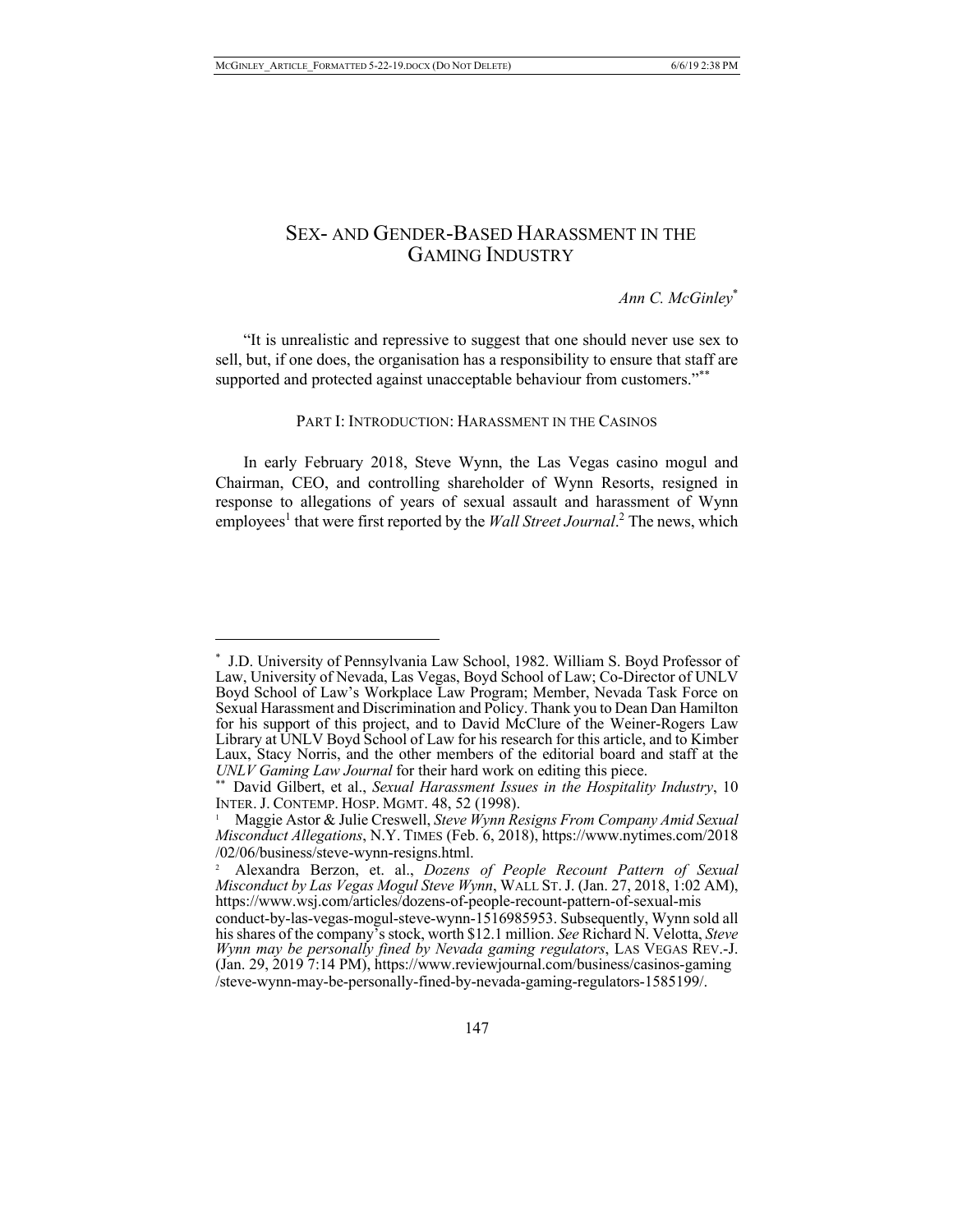# SEX- AND GENDER-BASED HARASSMENT IN THE GAMING INDUSTRY

*Ann C. McGinley*[*]

"It is unrealistic and repressive to suggest that one should never use sex to sell, but, if one does, the organisation has a responsibility to ensure that staff are supported and protected against unacceptable behaviour from customers."[**]

## PART I: INTRODUCTION: HARASSMENT IN THE CASINOS

In early February 2018, Steve Wynn, the Las Vegas casino mogul and Chairman, CEO, and controlling shareholder of Wynn Resorts, resigned in response to allegations of years of sexual assault and harassment of Wynn employees[1] that were first reported by the *Wall Street Journal*.[2] The news, which

---

[*] J.D. University of Pennsylvania Law School, 1982. William S. Boyd Professor of Law, University of Nevada, Las Vegas, Boyd School of Law; Co-Director of UNLV Boyd School of Law's Workplace Law Program; Member, Nevada Task Force on Sexual Harassment and Discrimination and Policy. Thank you to Dean Dan Hamilton for his support of this project, and to David McClure of the Weiner-Rogers Law Library at UNLV Boyd School of Law for his research for this article, and to Kimber Laux, Stacy Norris, and the other members of the editorial board and staff at the *UNLV Gaming Law Journal* for their hard work on editing this piece.

[**] David Gilbert, et al., *Sexual Harassment Issues in the Hospitality Industry*, 10 INTER. J. CONTEMP. HOSP. MGMT. 48, 52 (1998).

[1] Maggie Astor & Julie Creswell, *Steve Wynn Resigns From Company Amid Sexual Misconduct Allegations*, N.Y. TIMES (Feb. 6, 2018), https://www.nytimes.com/2018/02/06/business/steve-wynn-resigns.html.

[2] Alexandra Berzon, et. al., *Dozens of People Recount Pattern of Sexual Misconduct by Las Vegas Mogul Steve Wynn*, WALL ST. J. (Jan. 27, 2018, 1:02 AM), https://www.wsj.com/articles/dozens-of-people-recount-pattern-of-sexual-misconduct-by-las-vegas-mogul-steve-wynn-1516985953. Subsequently, Wynn sold all his shares of the company's stock, worth $12.1 million. *See* Richard N. Velotta, *Steve Wynn may be personally fined by Nevada gaming regulators*, LAS VEGAS REV.-J. (Jan. 29, 2019 7:14 PM), https://www.reviewjournal.com/business/casinos-gaming/steve-wynn-may-be-personally-fined-by-nevada-gaming-regulators-1585199/.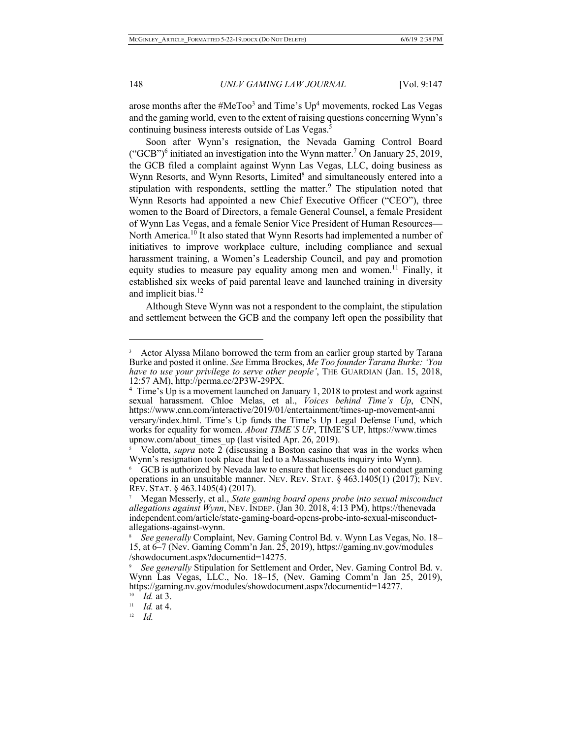arose months after the #MeToo[3] and Time's Up[4] movements, rocked Las Vegas and the gaming world, even to the extent of raising questions concerning Wynn's continuing business interests outside of Las Vegas.[5]

Soon after Wynn's resignation, the Nevada Gaming Control Board ("GCB")[6] initiated an investigation into the Wynn matter.[7] On January 25, 2019, the GCB filed a complaint against Wynn Las Vegas, LLC, doing business as Wynn Resorts, and Wynn Resorts, Limited[8] and simultaneously entered into a stipulation with respondents, settling the matter.[9] The stipulation noted that Wynn Resorts had appointed a new Chief Executive Officer ("CEO"), three women to the Board of Directors, a female General Counsel, a female President of Wynn Las Vegas, and a female Senior Vice President of Human Resources—North America.[10] It also stated that Wynn Resorts had implemented a number of initiatives to improve workplace culture, including compliance and sexual harassment training, a Women's Leadership Council, and pay and promotion equity studies to measure pay equality among men and women.[11] Finally, it established six weeks of paid parental leave and launched training in diversity and implicit bias.[12]

Although Steve Wynn was not a respondent to the complaint, the stipulation and settlement between the GCB and the company left open the possibility that

---

[3] Actor Alyssa Milano borrowed the term from an earlier group started by Tarana Burke and posted it online. *See* Emma Brockes, *Me Too founder Tarana Burke: 'You have to use your privilege to serve other people'*, THE GUARDIAN (Jan. 15, 2018, 12:57 AM), http://perma.cc/2P3W-29PX.

[4] Time's Up is a movement launched on January 1, 2018 to protest and work against sexual harassment. Chloe Melas, et al., *Voices behind Time's Up*, CNN, https://www.cnn.com/interactive/2019/01/entertainment/times-up-movement-anniversary/index.html. Time's Up funds the Time's Up Legal Defense Fund, which works for equality for women. *About TIME'S UP*, TIME'S UP, https://www.timesupnow.com/about_times_up (last visited Apr. 26, 2019).

[5] Velotta, *supra* note 2 (discussing a Boston casino that was in the works when Wynn's resignation took place that led to a Massachusetts inquiry into Wynn).

[6] GCB is authorized by Nevada law to ensure that licensees do not conduct gaming operations in an unsuitable manner. NEV. REV. STAT. § 463.1405(1) (2017); NEV. REV. STAT. § 463.1405(4) (2017).

[7] Megan Messerly, et al., *State gaming board opens probe into sexual misconduct allegations against Wynn*, NEV. INDEP. (Jan 30. 2018, 4:13 PM), https://thenevadaindependent.com/article/state-gaming-board-opens-probe-into-sexual-misconduct-allegations-against-wynn.

[8] *See generally* Complaint, Nev. Gaming Control Bd. v. Wynn Las Vegas, No. 18–15, at 6–7 (Nev. Gaming Comm'n Jan. 25, 2019), https://gaming.nv.gov/modules/showdocument.aspx?documentid=14275.

[9] *See generally* Stipulation for Settlement and Order, Nev. Gaming Control Bd. v. Wynn Las Vegas, LLC., No. 18–15, (Nev. Gaming Comm'n Jan 25, 2019), https://gaming.nv.gov/modules/showdocument.aspx?documentid=14277.

[10] *Id.* at 3.

[11] *Id.* at 4.

[12] *Id.*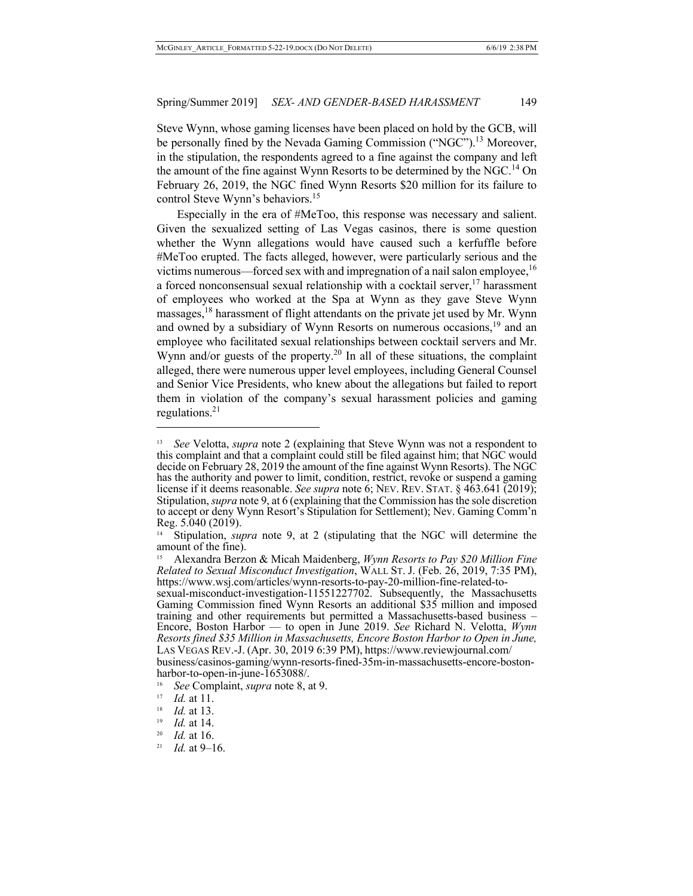Steve Wynn, whose gaming licenses have been placed on hold by the GCB, will be personally fined by the Nevada Gaming Commission ("NGC").[13] Moreover, in the stipulation, the respondents agreed to a fine against the company and left the amount of the fine against Wynn Resorts to be determined by the NGC.[14] On February 26, 2019, the NGC fined Wynn Resorts $20 million for its failure to control Steve Wynn's behaviors.[15]

Especially in the era of #MeToo, this response was necessary and salient. Given the sexualized setting of Las Vegas casinos, there is some question whether the Wynn allegations would have caused such a kerfuffle before #MeToo erupted. The facts alleged, however, were particularly serious and the victims numerous—forced sex with and impregnation of a nail salon employee,[16] a forced nonconsensual sexual relationship with a cocktail server,[17] harassment of employees who worked at the Spa at Wynn as they gave Steve Wynn massages,[18] harassment of flight attendants on the private jet used by Mr. Wynn and owned by a subsidiary of Wynn Resorts on numerous occasions,[19] and an employee who facilitated sexual relationships between cocktail servers and Mr. Wynn and/or guests of the property.[20] In all of these situations, the complaint alleged, there were numerous upper level employees, including General Counsel and Senior Vice Presidents, who knew about the allegations but failed to report them in violation of the company's sexual harassment policies and gaming regulations.[21]

---

[13] *See* Velotta, *supra* note 2 (explaining that Steve Wynn was not a respondent to this complaint and that a complaint could still be filed against him; that NGC would decide on February 28, 2019 the amount of the fine against Wynn Resorts). The NGC has the authority and power to limit, condition, restrict, revoke or suspend a gaming license if it deems reasonable. *See supra* note 6; NEV. REV. STAT. § 463.641 (2019); Stipulation, *supra* note 9, at 6 (explaining that the Commission has the sole discretion to accept or deny Wynn Resort's Stipulation for Settlement); Nev. Gaming Comm'n Reg. 5.040 (2019).

[14] Stipulation, *supra* note 9, at 2 (stipulating that the NGC will determine the amount of the fine).

[15] Alexandra Berzon & Micah Maidenberg, *Wynn Resorts to Pay $20 Million Fine Related to Sexual Misconduct Investigation*, WALL ST. J. (Feb. 26, 2019, 7:35 PM), https://www.wsj.com/articles/wynn-resorts-to-pay-20-million-fine-related-to-sexual-misconduct-investigation-11551227702. Subsequently, the Massachusetts Gaming Commission fined Wynn Resorts an additional $35 million and imposed training and other requirements but permitted a Massachusetts-based business – Encore, Boston Harbor — to open in June 2019. *See* Richard N. Velotta, *Wynn Resorts fined $35 Million in Massachusetts, Encore Boston Harbor to Open in June,* LAS VEGAS REV.-J. (Apr. 30, 2019 6:39 PM), https://www.reviewjournal.com/business/casinos-gaming/wynn-resorts-fined-35m-in-massachusetts-encore-boston-harbor-to-open-in-june-1653088/.

[16] *See* Complaint, *supra* note 8, at 9.

[17] *Id.* at 11.

[18] *Id.* at 13.

[19] *Id.* at 14.

[20] *Id.* at 16.

[21] *Id.* at 9–16.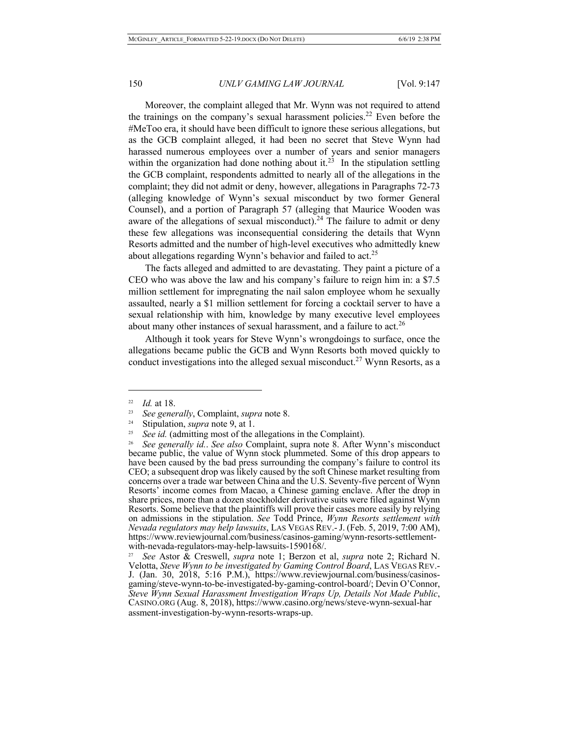Moreover, the complaint alleged that Mr. Wynn was not required to attend the trainings on the company's sexual harassment policies.[22] Even before the #MeToo era, it should have been difficult to ignore these serious allegations, but as the GCB complaint alleged, it had been no secret that Steve Wynn had harassed numerous employees over a number of years and senior managers within the organization had done nothing about it.[23] In the stipulation settling the GCB complaint, respondents admitted to nearly all of the allegations in the complaint; they did not admit or deny, however, allegations in Paragraphs 72-73 (alleging knowledge of Wynn's sexual misconduct by two former General Counsel), and a portion of Paragraph 57 (alleging that Maurice Wooden was aware of the allegations of sexual misconduct).[24] The failure to admit or deny these few allegations was inconsequential considering the details that Wynn Resorts admitted and the number of high-level executives who admittedly knew about allegations regarding Wynn's behavior and failed to act.[25]

The facts alleged and admitted to are devastating. They paint a picture of a CEO who was above the law and his company's failure to reign him in: a $7.5 million settlement for impregnating the nail salon employee whom he sexually assaulted, nearly a $1 million settlement for forcing a cocktail server to have a sexual relationship with him, knowledge by many executive level employees about many other instances of sexual harassment, and a failure to act.[26]

Although it took years for Steve Wynn's wrongdoings to surface, once the allegations became public the GCB and Wynn Resorts both moved quickly to conduct investigations into the alleged sexual misconduct.[27] Wynn Resorts, as a

---

[22] *Id.* at 18.

[23] *See generally*, Complaint, *supra* note 8.

[24] Stipulation, *supra* note 9, at 1.

[25] *See id.* (admitting most of the allegations in the Complaint).

[26] *See generally id.*. *See also* Complaint, supra note 8. After Wynn's misconduct became public, the value of Wynn stock plummeted. Some of this drop appears to have been caused by the bad press surrounding the company's failure to control its CEO; a subsequent drop was likely caused by the soft Chinese market resulting from concerns over a trade war between China and the U.S. Seventy-five percent of Wynn Resorts' income comes from Macao, a Chinese gaming enclave. After the drop in share prices, more than a dozen stockholder derivative suits were filed against Wynn Resorts. Some believe that the plaintiffs will prove their cases more easily by relying on admissions in the stipulation. *See* Todd Prince, *Wynn Resorts settlement with Nevada regulators may help lawsuits*, LAS VEGAS REV.- J. (Feb. 5, 2019, 7:00 AM), https://www.reviewjournal.com/business/casinos-gaming/wynn-resorts-settlement-with-nevada-regulators-may-help-lawsuits-1590168/.

[27] *See* Astor & Creswell, *supra* note 1; Berzon et al, *supra* note 2; Richard N. Velotta, *Steve Wynn to be investigated by Gaming Control Board*, LAS VEGAS REV.- J. (Jan. 30, 2018, 5:16 P.M.), https://www.reviewjournal.com/business/casinos-gaming/steve-wynn-to-be-investigated-by-gaming-control-board/; Devin O'Connor, *Steve Wynn Sexual Harassment Investigation Wraps Up, Details Not Made Public*, CASINO.ORG (Aug. 8, 2018), https://www.casino.org/news/steve-wynn-sexual-harassment-investigation-by-wynn-resorts-wraps-up.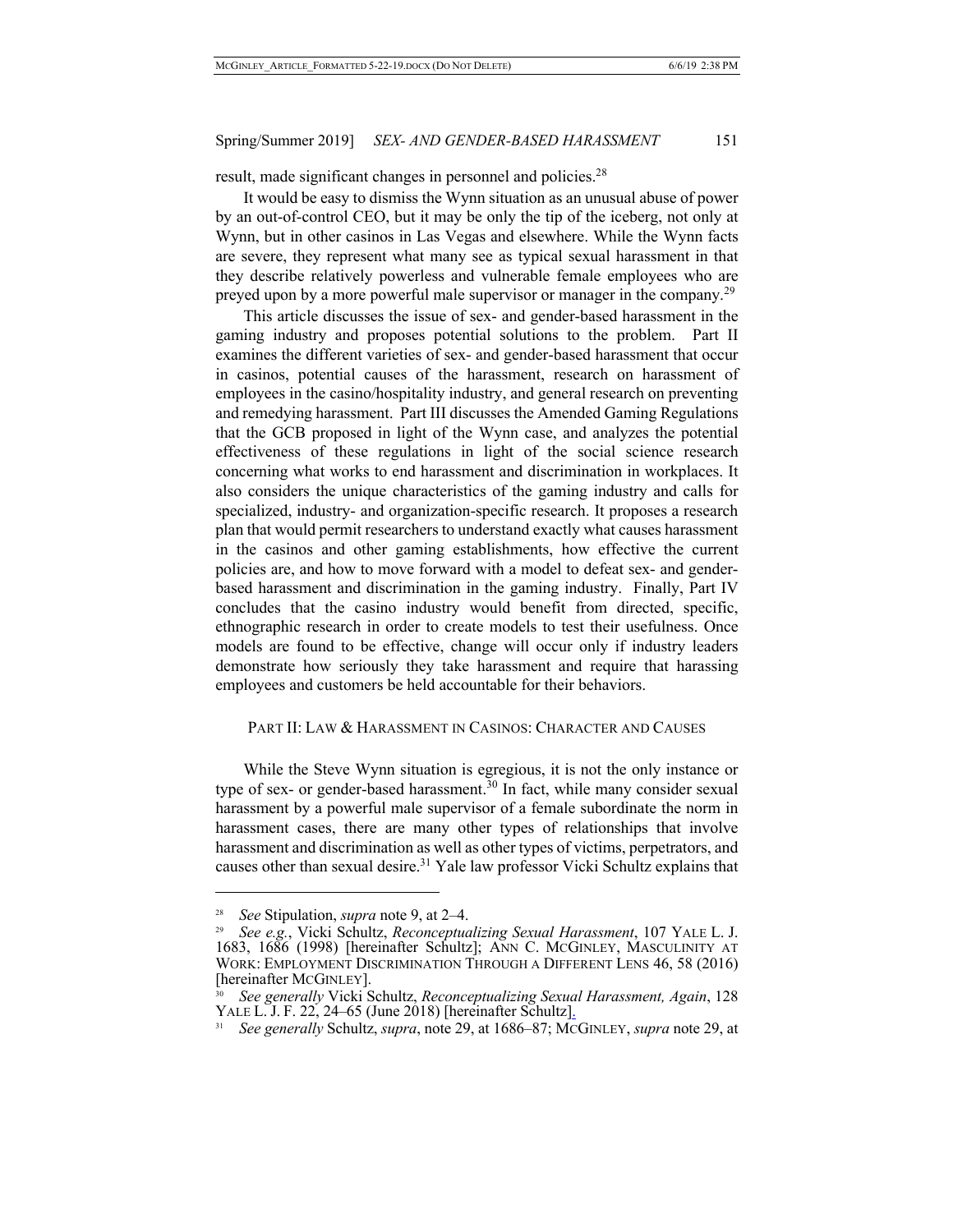result, made significant changes in personnel and policies.[28]

It would be easy to dismiss the Wynn situation as an unusual abuse of power by an out-of-control CEO, but it may be only the tip of the iceberg, not only at Wynn, but in other casinos in Las Vegas and elsewhere. While the Wynn facts are severe, they represent what many see as typical sexual harassment in that they describe relatively powerless and vulnerable female employees who are preyed upon by a more powerful male supervisor or manager in the company.[29]

This article discusses the issue of sex- and gender-based harassment in the gaming industry and proposes potential solutions to the problem. Part II examines the different varieties of sex- and gender-based harassment that occur in casinos, potential causes of the harassment, research on harassment of employees in the casino/hospitality industry, and general research on preventing and remedying harassment. Part III discusses the Amended Gaming Regulations that the GCB proposed in light of the Wynn case, and analyzes the potential effectiveness of these regulations in light of the social science research concerning what works to end harassment and discrimination in workplaces. It also considers the unique characteristics of the gaming industry and calls for specialized, industry- and organization-specific research. It proposes a research plan that would permit researchers to understand exactly what causes harassment in the casinos and other gaming establishments, how effective the current policies are, and how to move forward with a model to defeat sex- and gender-based harassment and discrimination in the gaming industry. Finally, Part IV concludes that the casino industry would benefit from directed, specific, ethnographic research in order to create models to test their usefulness. Once models are found to be effective, change will occur only if industry leaders demonstrate how seriously they take harassment and require that harassing employees and customers be held accountable for their behaviors.

## PART II: LAW & HARASSMENT IN CASINOS: CHARACTER AND CAUSES

While the Steve Wynn situation is egregious, it is not the only instance or type of sex- or gender-based harassment.[30] In fact, while many consider sexual harassment by a powerful male supervisor of a female subordinate the norm in harassment cases, there are many other types of relationships that involve harassment and discrimination as well as other types of victims, perpetrators, and causes other than sexual desire.[31] Yale law professor Vicki Schultz explains that

---

[28] *See* Stipulation, *supra* note 9, at 2–4.

[29] *See e.g.*, Vicki Schultz, *Reconceptualizing Sexual Harassment*, 107 YALE L. J. 1683, 1686 (1998) [hereinafter Schultz]; ANN C. MCGINLEY, MASCULINITY AT WORK: EMPLOYMENT DISCRIMINATION THROUGH A DIFFERENT LENS 46, 58 (2016) [hereinafter MCGINLEY].

[30] *See generally* Vicki Schultz, *Reconceptualizing Sexual Harassment, Again*, 128 YALE L. J. F. 22, 24–65 (June 2018) [hereinafter Schultz].

[31] *See generally* Schultz, *supra*, note 29, at 1686–87; MCGINLEY, *supra* note 29, at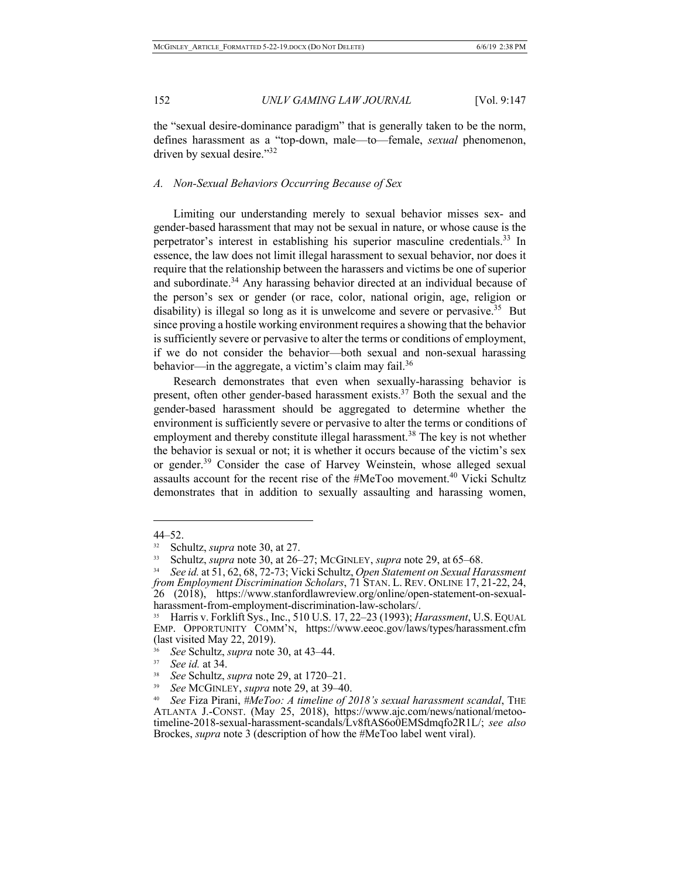the "sexual desire-dominance paradigm" that is generally taken to be the norm, defines harassment as a "top-down, male—to—female, *sexual* phenomenon, driven by sexual desire."[32]

### A. Non-Sexual Behaviors Occurring Because of Sex

Limiting our understanding merely to sexual behavior misses sex- and gender-based harassment that may not be sexual in nature, or whose cause is the perpetrator's interest in establishing his superior masculine credentials.[33] In essence, the law does not limit illegal harassment to sexual behavior, nor does it require that the relationship between the harassers and victims be one of superior and subordinate.[34] Any harassing behavior directed at an individual because of the person's sex or gender (or race, color, national origin, age, religion or disability) is illegal so long as it is unwelcome and severe or pervasive.[35] But since proving a hostile working environment requires a showing that the behavior is sufficiently severe or pervasive to alter the terms or conditions of employment, if we do not consider the behavior—both sexual and non-sexual harassing behavior—in the aggregate, a victim's claim may fail.[36]

Research demonstrates that even when sexually-harassing behavior is present, often other gender-based harassment exists.[37] Both the sexual and the gender-based harassment should be aggregated to determine whether the environment is sufficiently severe or pervasive to alter the terms or conditions of employment and thereby constitute illegal harassment.[38] The key is not whether the behavior is sexual or not; it is whether it occurs because of the victim's sex or gender.[39] Consider the case of Harvey Weinstein, whose alleged sexual assaults account for the recent rise of the #MeToo movement.[40] Vicki Schultz demonstrates that in addition to sexually assaulting and harassing women,

---

44–52.

[32] Schultz, *supra* note 30, at 27.

[33] Schultz, *supra* note 30, at 26–27; McGinley, *supra* note 29, at 65–68.

[34] *See id.* at 51, 62, 68, 72-73; Vicki Schultz, *Open Statement on Sexual Harassment from Employment Discrimination Scholars*, 71 Stan. L. Rev. Online 17, 21-22, 24, 26 (2018), https://www.stanfordlawreview.org/online/open-statement-on-sexual-harassment-from-employment-discrimination-law-scholars/.

[35] Harris v. Forklift Sys., Inc., 510 U.S. 17, 22–23 (1993); *Harassment*, U.S. Equal Emp. Opportunity Comm'n, https://www.eeoc.gov/laws/types/harassment.cfm (last visited May 22, 2019).

[36] *See* Schultz, *supra* note 30, at 43–44.

[37] *See id.* at 34.

[38] *See* Schultz, *supra* note 29, at 1720–21.

[39] *See* McGinley, *supra* note 29, at 39–40.

[40] *See* Fiza Pirani, *#MeToo: A timeline of 2018's sexual harassment scandal*, The Atlanta J.-Const. (May 25, 2018), https://www.ajc.com/news/national/metoo-timeline-2018-sexual-harassment-scandals/Lv8ftAS6o0EMSdmqfo2R1L/; *see also* Brockes, *supra* note 3 (description of how the #MeToo label went viral).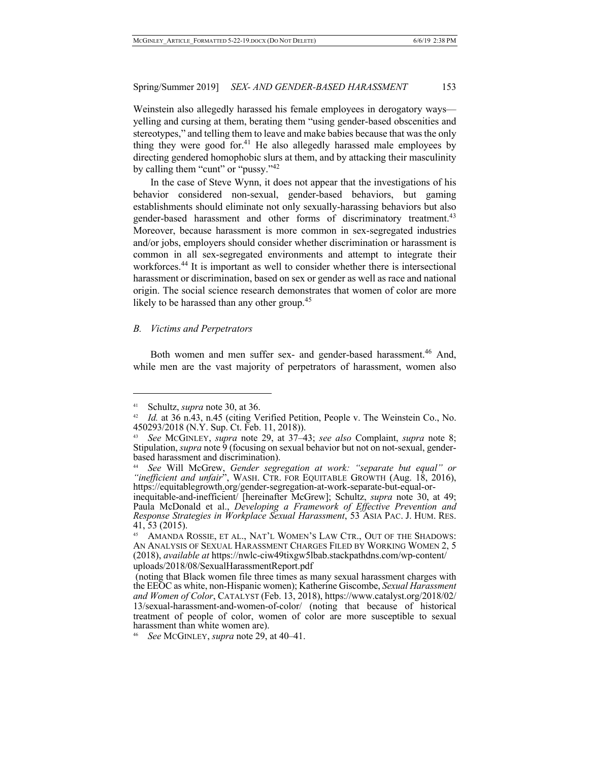Weinstein also allegedly harassed his female employees in derogatory ways—yelling and cursing at them, berating them "using gender-based obscenities and stereotypes," and telling them to leave and make babies because that was the only thing they were good for.[41] He also allegedly harassed male employees by directing gendered homophobic slurs at them, and by attacking their masculinity by calling them "cunt" or "pussy."[42]

In the case of Steve Wynn, it does not appear that the investigations of his behavior considered non-sexual, gender-based behaviors, but gaming establishments should eliminate not only sexually-harassing behaviors but also gender-based harassment and other forms of discriminatory treatment.[43] Moreover, because harassment is more common in sex-segregated industries and/or jobs, employers should consider whether discrimination or harassment is common in all sex-segregated environments and attempt to integrate their workforces.[44] It is important as well to consider whether there is intersectional harassment or discrimination, based on sex or gender as well as race and national origin. The social science research demonstrates that women of color are more likely to be harassed than any other group.[45]

### *B. Victims and Perpetrators*

Both women and men suffer sex- and gender-based harassment.[46] And, while men are the vast majority of perpetrators of harassment, women also

---

[41] Schultz, *supra* note 30, at 36.

[42] *Id.* at 36 n.43, n.45 (citing Verified Petition, People v. The Weinstein Co., No. 450293/2018 (N.Y. Sup. Ct. Feb. 11, 2018)).

[43] *See* McGinley, *supra* note 29, at 37–43; *see also* Complaint, *supra* note 8; Stipulation, *supra* note 9 (focusing on sexual behavior but not on not-sexual, gender-based harassment and discrimination).

[44] *See* Will McGrew, *Gender segregation at work: "separate but equal" or "inefficient and unfair"*, Wash. Ctr. for Equitable Growth (Aug. 18, 2016), https://equitablegrowth.org/gender-segregation-at-work-separate-but-equal-or-inequitable-and-inefficient/ [hereinafter McGrew]; Schultz, *supra* note 30, at 49; Paula McDonald et al., *Developing a Framework of Effective Prevention and Response Strategies in Workplace Sexual Harassment*, 53 Asia Pac. J. Hum. Res. 41, 53 (2015).

[45] Amanda Rossie, et al., Nat'l Women's Law Ctr., Out of the Shadows: An Analysis of Sexual Harassment Charges Filed by Working Women 2, 5 (2018), *available at* https://nwlc-ciw49tixgw5lbab.stackpathdns.com/wp-content/uploads/2018/08/SexualHarassmentReport.pdf (noting that Black women file three times as many sexual harassment charges with the EEOC as white, non-Hispanic women); Katherine Giscombe, *Sexual Harassment and Women of Color*, Catalyst (Feb. 13, 2018), https://www.catalyst.org/2018/02/13/sexual-harassment-and-women-of-color/ (noting that because of historical treatment of people of color, women of color are more susceptible to sexual harassment than white women are).

[46] *See* McGinley, *supra* note 29, at 40–41.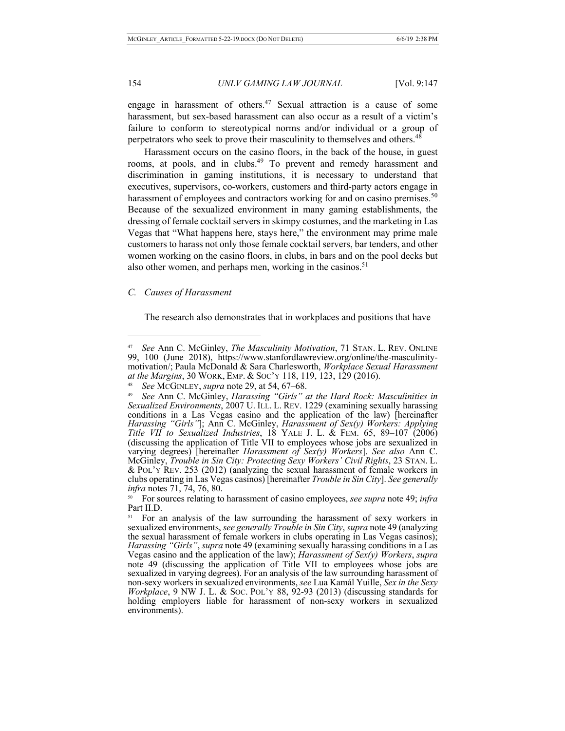engage in harassment of others.[47] Sexual attraction is a cause of some harassment, but sex-based harassment can also occur as a result of a victim's failure to conform to stereotypical norms and/or individual or a group of perpetrators who seek to prove their masculinity to themselves and others.[48]

Harassment occurs on the casino floors, in the back of the house, in guest rooms, at pools, and in clubs.[49] To prevent and remedy harassment and discrimination in gaming institutions, it is necessary to understand that executives, supervisors, co-workers, customers and third-party actors engage in harassment of employees and contractors working for and on casino premises.[50] Because of the sexualized environment in many gaming establishments, the dressing of female cocktail servers in skimpy costumes, and the marketing in Las Vegas that "What happens here, stays here," the environment may prime male customers to harass not only those female cocktail servers, bar tenders, and other women working on the casino floors, in clubs, in bars and on the pool decks but also other women, and perhaps men, working in the casinos.[51]

### *C. Causes of Harassment*

The research also demonstrates that in workplaces and positions that have

---

[47] *See* Ann C. McGinley, *The Masculinity Motivation*, 71 STAN. L. REV. ONLINE 99, 100 (June 2018), https://www.stanfordlawreview.org/online/the-masculinity-motivation/; Paula McDonald & Sara Charlesworth, *Workplace Sexual Harassment at the Margins*, 30 WORK, EMP. & SOC'Y 118, 119, 123, 129 (2016).

[48] *See* MCGINLEY, *supra* note 29, at 54, 67–68.

[49] *See* Ann C. McGinley, *Harassing "Girls" at the Hard Rock: Masculinities in Sexualized Environments*, 2007 U. ILL. L. REV. 1229 (examining sexually harassing conditions in a Las Vegas casino and the application of the law) [hereinafter *Harassing "Girls"*]; Ann C. McGinley, *Harassment of Sex(y) Workers: Applying Title VII to Sexualized Industries*, 18 YALE J. L. & FEM. 65, 89–107 (2006) (discussing the application of Title VII to employees whose jobs are sexualized in varying degrees) [hereinafter *Harassment of Sex(y) Workers*]. *See also* Ann C. McGinley, *Trouble in Sin City: Protecting Sexy Workers' Civil Rights*, 23 STAN. L. & POL'Y REV. 253 (2012) (analyzing the sexual harassment of female workers in clubs operating in Las Vegas casinos) [hereinafter *Trouble in Sin City*]. *See generally infra* notes 71, 74, 76, 80.

[50] For sources relating to harassment of casino employees, *see supra* note 49; *infra* Part II.D.

[51] For an analysis of the law surrounding the harassment of sexy workers in sexualized environments, *see generally Trouble in Sin City*, *supra* note 49 (analyzing the sexual harassment of female workers in clubs operating in Las Vegas casinos); *Harassing "Girls"*, *supra* note 49 (examining sexually harassing conditions in a Las Vegas casino and the application of the law); *Harassment of Sex(y) Workers*, *supra* note 49 (discussing the application of Title VII to employees whose jobs are sexualized in varying degrees). For an analysis of the law surrounding harassment of non-sexy workers in sexualized environments, *see* Lua Kamál Yuille, *Sex in the Sexy Workplace*, 9 NW J. L. & SOC. POL'Y 88, 92-93 (2013) (discussing standards for holding employers liable for harassment of non-sexy workers in sexualized environments).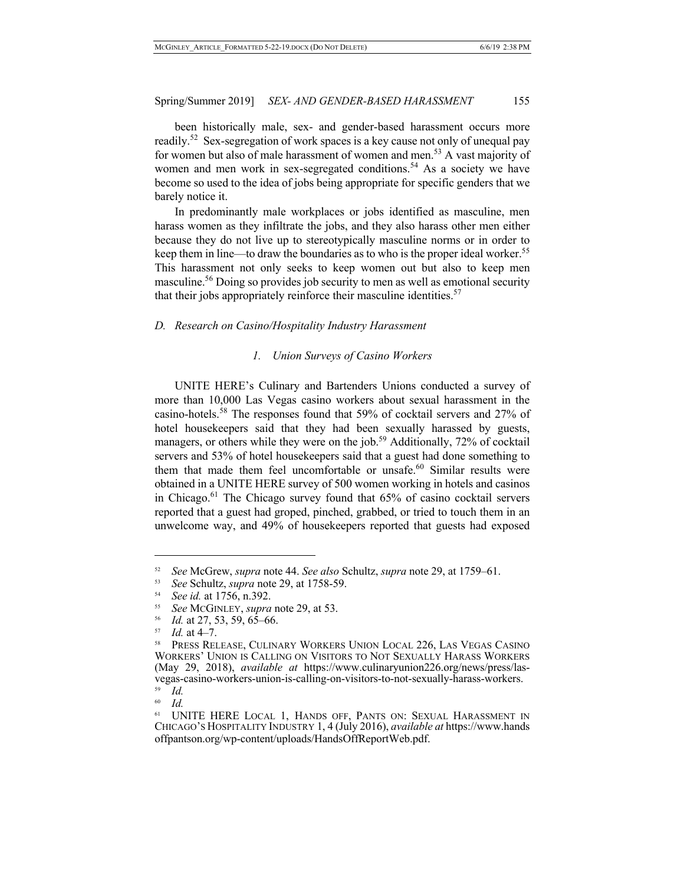been historically male, sex- and gender-based harassment occurs more readily.[52] Sex-segregation of work spaces is a key cause not only of unequal pay for women but also of male harassment of women and men.[53] A vast majority of women and men work in sex-segregated conditions.[54] As a society we have become so used to the idea of jobs being appropriate for specific genders that we barely notice it.

In predominantly male workplaces or jobs identified as masculine, men harass women as they infiltrate the jobs, and they also harass other men either because they do not live up to stereotypically masculine norms or in order to keep them in line—to draw the boundaries as to who is the proper ideal worker.[55] This harassment not only seeks to keep women out but also to keep men masculine.[56] Doing so provides job security to men as well as emotional security that their jobs appropriately reinforce their masculine identities.[57]

### *D. Research on Casino/Hospitality Industry Harassment*

#### *1. Union Surveys of Casino Workers*

UNITE HERE's Culinary and Bartenders Unions conducted a survey of more than 10,000 Las Vegas casino workers about sexual harassment in the casino-hotels.[58] The responses found that 59% of cocktail servers and 27% of hotel housekeepers said that they had been sexually harassed by guests, managers, or others while they were on the job.[59] Additionally, 72% of cocktail servers and 53% of hotel housekeepers said that a guest had done something to them that made them feel uncomfortable or unsafe.[60] Similar results were obtained in a UNITE HERE survey of 500 women working in hotels and casinos in Chicago.[61] The Chicago survey found that 65% of casino cocktail servers reported that a guest had groped, pinched, grabbed, or tried to touch them in an unwelcome way, and 49% of housekeepers reported that guests had exposed

---

[52] *See* McGrew, *supra* note 44. *See also* Schultz, *supra* note 29, at 1759–61.

[53] *See* Schultz, *supra* note 29, at 1758-59.

[54] *See id.* at 1756, n.392.

[55] *See* MCGINLEY, *supra* note 29, at 53.

[56] *Id.* at 27, 53, 59, 65–66.

[57] *Id.* at 4–7.

[58] PRESS RELEASE, CULINARY WORKERS UNION LOCAL 226, LAS VEGAS CASINO WORKERS' UNION IS CALLING ON VISITORS TO NOT SEXUALLY HARASS WORKERS (May 29, 2018), *available at* https://www.culinaryunion226.org/news/press/las-vegas-casino-workers-union-is-calling-on-visitors-to-not-sexually-harass-workers.

[59] *Id.*

[60] *Id.*

[61] UNITE HERE LOCAL 1, HANDS OFF, PANTS ON: SEXUAL HARASSMENT IN CHICAGO'S HOSPITALITY INDUSTRY 1, 4 (July 2016), *available at* https://www.handsoffpantson.org/wp-content/uploads/HandsOffReportWeb.pdf.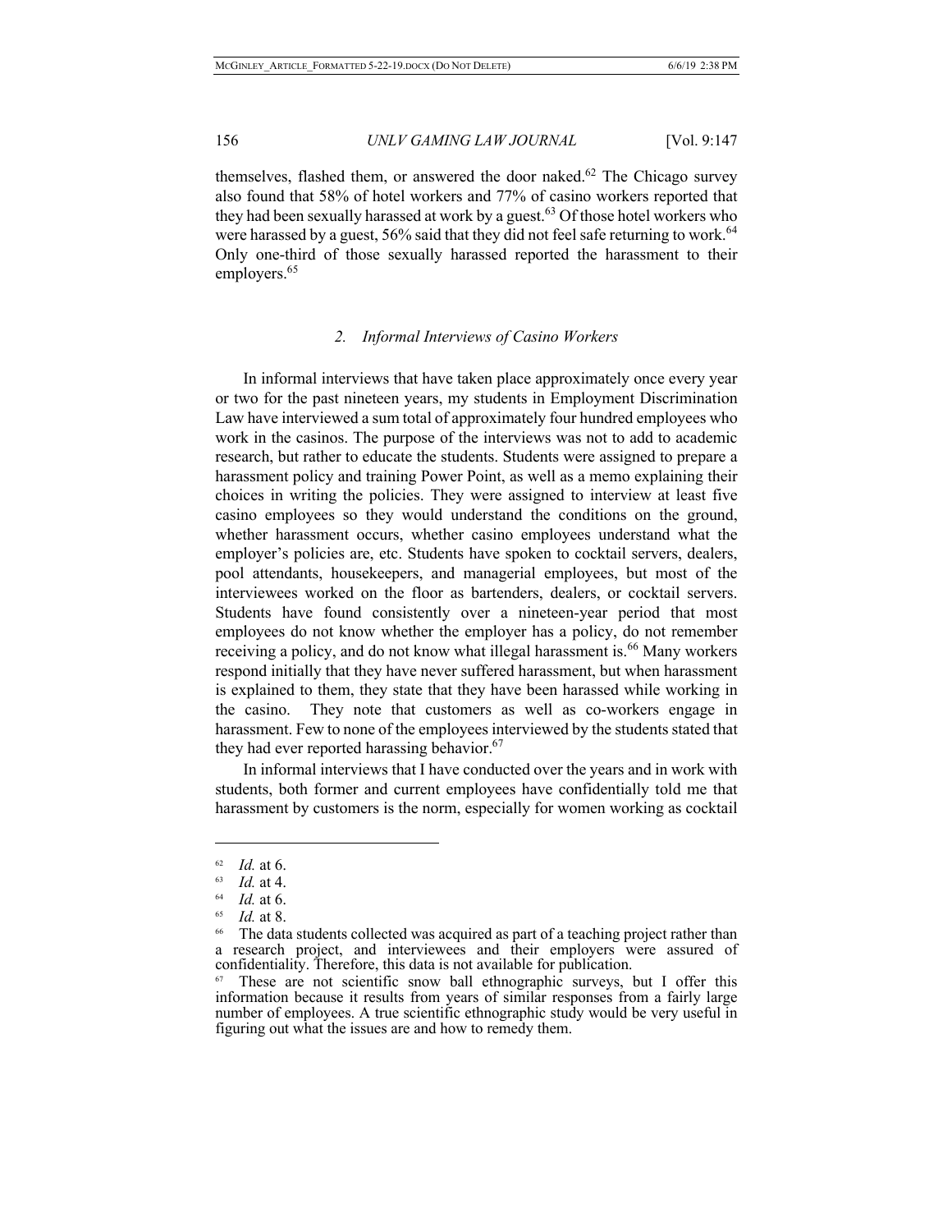themselves, flashed them, or answered the door naked.[62] The Chicago survey also found that 58% of hotel workers and 77% of casino workers reported that they had been sexually harassed at work by a guest.[63] Of those hotel workers who were harassed by a guest, 56% said that they did not feel safe returning to work.[64] Only one-third of those sexually harassed reported the harassment to their employers.[65]

### 2. *Informal Interviews of Casino Workers*

In informal interviews that have taken place approximately once every year or two for the past nineteen years, my students in Employment Discrimination Law have interviewed a sum total of approximately four hundred employees who work in the casinos. The purpose of the interviews was not to add to academic research, but rather to educate the students. Students were assigned to prepare a harassment policy and training Power Point, as well as a memo explaining their choices in writing the policies. They were assigned to interview at least five casino employees so they would understand the conditions on the ground, whether harassment occurs, whether casino employees understand what the employer's policies are, etc. Students have spoken to cocktail servers, dealers, pool attendants, housekeepers, and managerial employees, but most of the interviewees worked on the floor as bartenders, dealers, or cocktail servers. Students have found consistently over a nineteen-year period that most employees do not know whether the employer has a policy, do not remember receiving a policy, and do not know what illegal harassment is.[66] Many workers respond initially that they have never suffered harassment, but when harassment is explained to them, they state that they have been harassed while working in the casino. They note that customers as well as co-workers engage in harassment. Few to none of the employees interviewed by the students stated that they had ever reported harassing behavior.[67]

In informal interviews that I have conducted over the years and in work with students, both former and current employees have confidentially told me that harassment by customers is the norm, especially for women working as cocktail

---

[62] *Id.* at 6.

[63] *Id.* at 4.

[64] *Id.* at 6.

[65] *Id.* at 8.

[66] The data students collected was acquired as part of a teaching project rather than a research project, and interviewees and their employers were assured of confidentiality. Therefore, this data is not available for publication.

[67] These are not scientific snow ball ethnographic surveys, but I offer this information because it results from years of similar responses from a fairly large number of employees. A true scientific ethnographic study would be very useful in figuring out what the issues are and how to remedy them.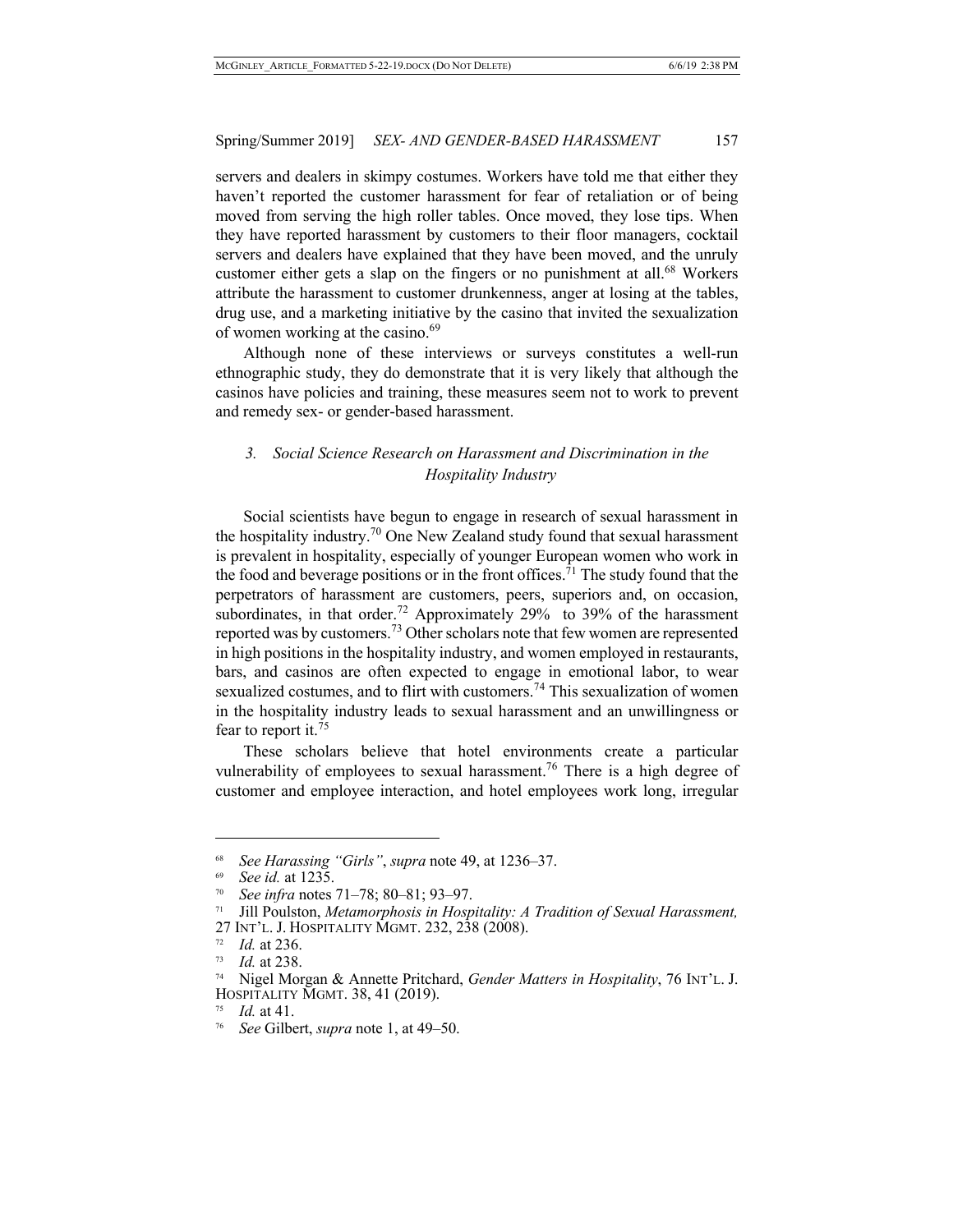servers and dealers in skimpy costumes. Workers have told me that either they haven't reported the customer harassment for fear of retaliation or of being moved from serving the high roller tables. Once moved, they lose tips. When they have reported harassment by customers to their floor managers, cocktail servers and dealers have explained that they have been moved, and the unruly customer either gets a slap on the fingers or no punishment at all.[68] Workers attribute the harassment to customer drunkenness, anger at losing at the tables, drug use, and a marketing initiative by the casino that invited the sexualization of women working at the casino.[69]

Although none of these interviews or surveys constitutes a well-run ethnographic study, they do demonstrate that it is very likely that although the casinos have policies and training, these measures seem not to work to prevent and remedy sex- or gender-based harassment.

### *3. Social Science Research on Harassment and Discrimination in the Hospitality Industry*

Social scientists have begun to engage in research of sexual harassment in the hospitality industry.[70] One New Zealand study found that sexual harassment is prevalent in hospitality, especially of younger European women who work in the food and beverage positions or in the front offices.[71] The study found that the perpetrators of harassment are customers, peers, superiors and, on occasion, subordinates, in that order.[72] Approximately 29% to 39% of the harassment reported was by customers.[73] Other scholars note that few women are represented in high positions in the hospitality industry, and women employed in restaurants, bars, and casinos are often expected to engage in emotional labor, to wear sexualized costumes, and to flirt with customers.[74] This sexualization of women in the hospitality industry leads to sexual harassment and an unwillingness or fear to report it.[75]

These scholars believe that hotel environments create a particular vulnerability of employees to sexual harassment.[76] There is a high degree of customer and employee interaction, and hotel employees work long, irregular

---

[68] *See Harassing "Girls"*, *supra* note 49, at 1236–37.

[69] *See id.* at 1235.

[70] *See infra* notes 71–78; 80–81; 93–97.

[71] Jill Poulston, *Metamorphosis in Hospitality: A Tradition of Sexual Harassment,* 27 INT'L. J. HOSPITALITY MGMT. 232, 238 (2008).

[72] *Id.* at 236.

[73] *Id.* at 238.

[74] Nigel Morgan & Annette Pritchard, *Gender Matters in Hospitality*, 76 INT'L. J. HOSPITALITY MGMT. 38, 41 (2019).

[75] *Id.* at 41.

[76] *See* Gilbert, *supra* note 1, at 49–50.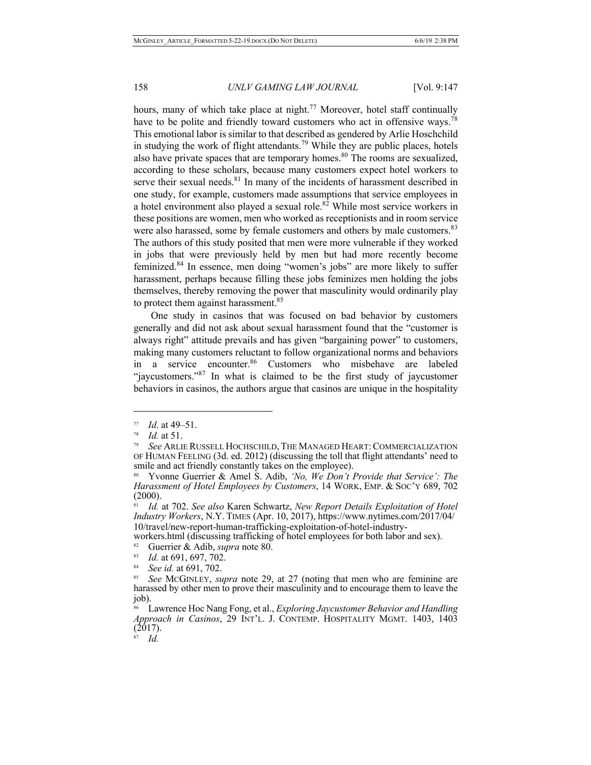hours, many of which take place at night.[77] Moreover, hotel staff continually have to be polite and friendly toward customers who act in offensive ways.[78] This emotional labor is similar to that described as gendered by Arlie Hoschchild in studying the work of flight attendants.[79] While they are public places, hotels also have private spaces that are temporary homes.[80] The rooms are sexualized, according to these scholars, because many customers expect hotel workers to serve their sexual needs.[81] In many of the incidents of harassment described in one study, for example, customers made assumptions that service employees in a hotel environment also played a sexual role.[82] While most service workers in these positions are women, men who worked as receptionists and in room service were also harassed, some by female customers and others by male customers.[83] The authors of this study posited that men were more vulnerable if they worked in jobs that were previously held by men but had more recently become feminized.[84] In essence, men doing "women's jobs" are more likely to suffer harassment, perhaps because filling these jobs feminizes men holding the jobs themselves, thereby removing the power that masculinity would ordinarily play to protect them against harassment.[85]

One study in casinos that was focused on bad behavior by customers generally and did not ask about sexual harassment found that the "customer is always right" attitude prevails and has given "bargaining power" to customers, making many customers reluctant to follow organizational norms and behaviors in a service encounter.[86] Customers who misbehave are labeled "jaycustomers."[87] In what is claimed to be the first study of jaycustomer behaviors in casinos, the authors argue that casinos are unique in the hospitality

---

[77] *Id*. at 49–51.

[78] *Id.* at 51.

[79] *See* ARLIE RUSSELL HOCHSCHILD, THE MANAGED HEART: COMMERCIALIZATION OF HUMAN FEELING (3d. ed. 2012) (discussing the toll that flight attendants' need to smile and act friendly constantly takes on the employee).

[80] Yvonne Guerrier & Amel S. Adib, *'No, We Don't Provide that Service': The Harassment of Hotel Employees by Customers*, 14 WORK, EMP. & SOC'Y 689, 702 (2000).

[81] *Id.* at 702. *See also* Karen Schwartz, *New Report Details Exploitation of Hotel Industry Workers*, N.Y. TIMES (Apr. 10, 2017), https://www.nytimes.com/2017/04/10/travel/new-report-human-trafficking-exploitation-of-hotel-industry-workers.html (discussing trafficking of hotel employees for both labor and sex).

[82] Guerrier & Adib, *supra* note 80.

[83] *Id.* at 691, 697, 702.

[84] *See id.* at 691, 702.

[85] *See* MCGINLEY, *supra* note 29, at 27 (noting that men who are feminine are harassed by other men to prove their masculinity and to encourage them to leave the job).

[86] Lawrence Hoc Nang Fong, et al., *Exploring Jaycustomer Behavior and Handling Approach in Casinos*, 29 INT'L. J. CONTEMP. HOSPITALITY MGMT. 1403, 1403 (2017).

[87] *Id.*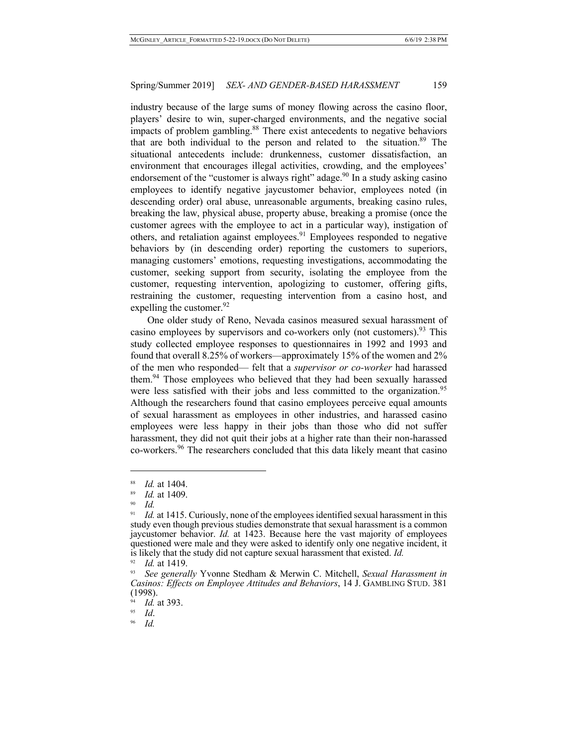industry because of the large sums of money flowing across the casino floor, players' desire to win, super-charged environments, and the negative social impacts of problem gambling.[88] There exist antecedents to negative behaviors that are both individual to the person and related to the situation.[89] The situational antecedents include: drunkenness, customer dissatisfaction, an environment that encourages illegal activities, crowding, and the employees' endorsement of the "customer is always right" adage.[90] In a study asking casino employees to identify negative jaycustomer behavior, employees noted (in descending order) oral abuse, unreasonable arguments, breaking casino rules, breaking the law, physical abuse, property abuse, breaking a promise (once the customer agrees with the employee to act in a particular way), instigation of others, and retaliation against employees.[91] Employees responded to negative behaviors by (in descending order) reporting the customers to superiors, managing customers' emotions, requesting investigations, accommodating the customer, seeking support from security, isolating the employee from the customer, requesting intervention, apologizing to customer, offering gifts, restraining the customer, requesting intervention from a casino host, and expelling the customer.[92]

One older study of Reno, Nevada casinos measured sexual harassment of casino employees by supervisors and co-workers only (not customers).[93] This study collected employee responses to questionnaires in 1992 and 1993 and found that overall 8.25% of workers—approximately 15% of the women and 2% of the men who responded— felt that a *supervisor or co-worker* had harassed them.[94] Those employees who believed that they had been sexually harassed were less satisfied with their jobs and less committed to the organization.[95] Although the researchers found that casino employees perceive equal amounts of sexual harassment as employees in other industries, and harassed casino employees were less happy in their jobs than those who did not suffer harassment, they did not quit their jobs at a higher rate than their non-harassed co-workers.[96] The researchers concluded that this data likely meant that casino

---

[88] *Id.* at 1404.

[89] *Id.* at 1409.

[90] *Id.*

[91] *Id.* at 1415. Curiously, none of the employees identified sexual harassment in this study even though previous studies demonstrate that sexual harassment is a common jaycustomer behavior. *Id.* at 1423. Because here the vast majority of employees questioned were male and they were asked to identify only one negative incident, it is likely that the study did not capture sexual harassment that existed. *Id.*

[92] *Id.* at 1419.

[93] *See generally* Yvonne Stedham & Merwin C. Mitchell, *Sexual Harassment in Casinos: Effects on Employee Attitudes and Behaviors*, 14 J. GAMBLING STUD. 381 (1998).

[94] *Id.* at 393.

[95] *Id*.

[96] *Id.*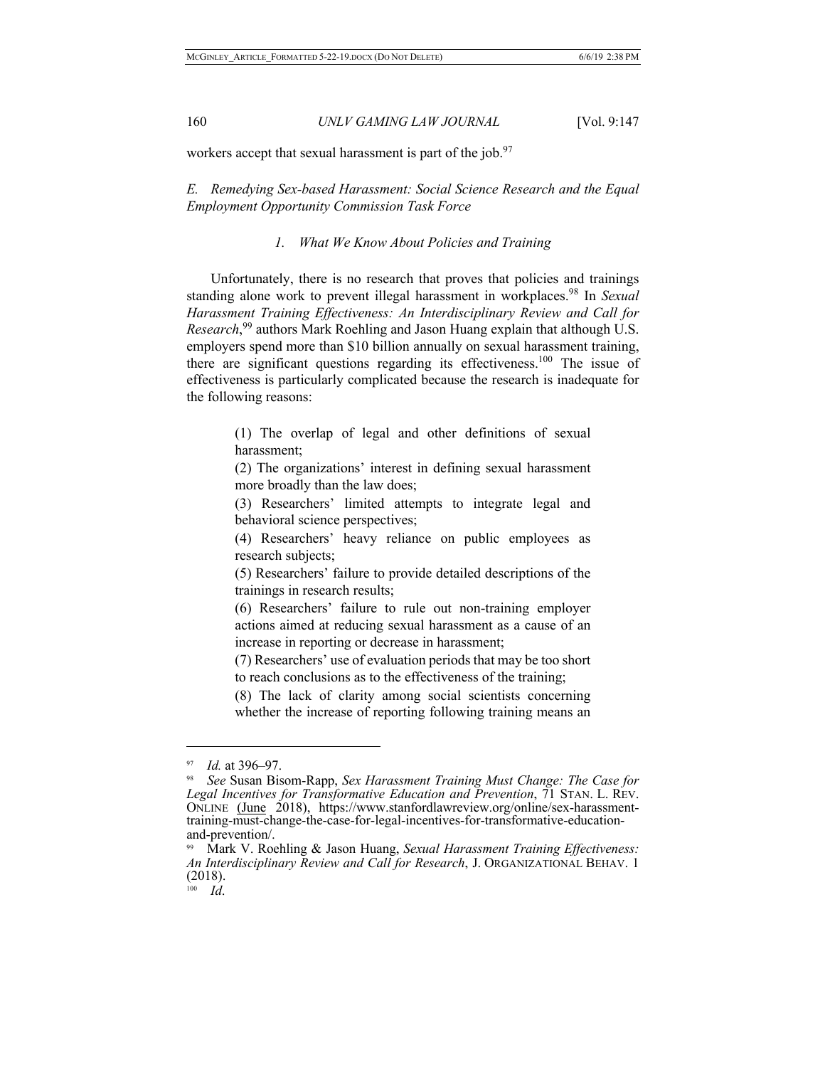workers accept that sexual harassment is part of the job.[97]

*E. Remedying Sex-based Harassment: Social Science Research and the Equal Employment Opportunity Commission Task Force*

*1. What We Know About Policies and Training*

Unfortunately, there is no research that proves that policies and trainings standing alone work to prevent illegal harassment in workplaces.[98] In *Sexual Harassment Training Effectiveness: An Interdisciplinary Review and Call for Research*,[99] authors Mark Roehling and Jason Huang explain that although U.S. employers spend more than $10 billion annually on sexual harassment training, there are significant questions regarding its effectiveness.[100] The issue of effectiveness is particularly complicated because the research is inadequate for the following reasons:

> (1) The overlap of legal and other definitions of sexual harassment;
> (2) The organizations' interest in defining sexual harassment more broadly than the law does;
> (3) Researchers' limited attempts to integrate legal and behavioral science perspectives;
> (4) Researchers' heavy reliance on public employees as research subjects;
> (5) Researchers' failure to provide detailed descriptions of the trainings in research results;
> (6) Researchers' failure to rule out non-training employer actions aimed at reducing sexual harassment as a cause of an increase in reporting or decrease in harassment;
> (7) Researchers' use of evaluation periods that may be too short to reach conclusions as to the effectiveness of the training;
> (8) The lack of clarity among social scientists concerning whether the increase of reporting following training means an

---

[97] *Id.* at 396–97.

[98] *See* Susan Bisom-Rapp, *Sex Harassment Training Must Change: The Case for Legal Incentives for Transformative Education and Prevention*, 71 STAN. L. REV. ONLINE (June 2018), https://www.stanfordlawreview.org/online/sex-harassment-training-must-change-the-case-for-legal-incentives-for-transformative-education-and-prevention/.

[99] Mark V. Roehling & Jason Huang, *Sexual Harassment Training Effectiveness: An Interdisciplinary Review and Call for Research*, J. ORGANIZATIONAL BEHAV. 1 (2018).

[100] *Id.*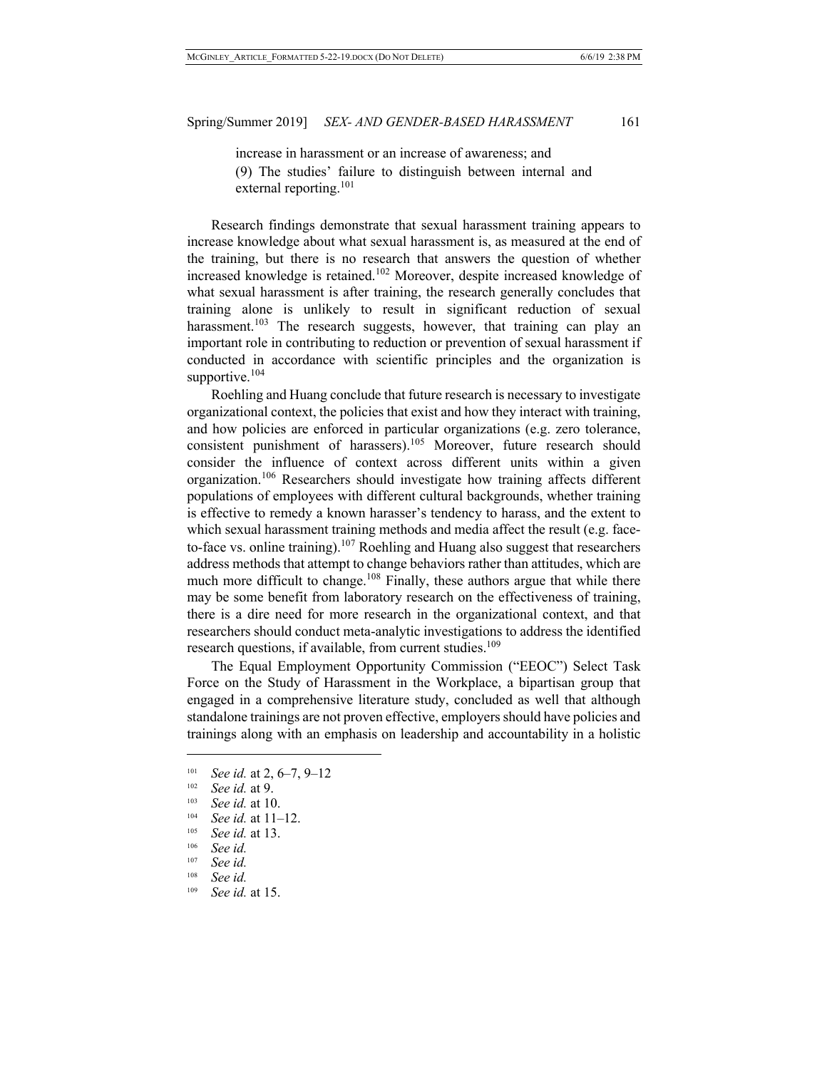increase in harassment or an increase of awareness; and

(9) The studies' failure to distinguish between internal and external reporting.[101]

Research findings demonstrate that sexual harassment training appears to increase knowledge about what sexual harassment is, as measured at the end of the training, but there is no research that answers the question of whether increased knowledge is retained.[102] Moreover, despite increased knowledge of what sexual harassment is after training, the research generally concludes that training alone is unlikely to result in significant reduction of sexual harassment.[103] The research suggests, however, that training can play an important role in contributing to reduction or prevention of sexual harassment if conducted in accordance with scientific principles and the organization is supportive.[104]

Roehling and Huang conclude that future research is necessary to investigate organizational context, the policies that exist and how they interact with training, and how policies are enforced in particular organizations (e.g. zero tolerance, consistent punishment of harassers).[105] Moreover, future research should consider the influence of context across different units within a given organization.[106] Researchers should investigate how training affects different populations of employees with different cultural backgrounds, whether training is effective to remedy a known harasser's tendency to harass, and the extent to which sexual harassment training methods and media affect the result (e.g. face-to-face vs. online training).[107] Roehling and Huang also suggest that researchers address methods that attempt to change behaviors rather than attitudes, which are much more difficult to change.[108] Finally, these authors argue that while there may be some benefit from laboratory research on the effectiveness of training, there is a dire need for more research in the organizational context, and that researchers should conduct meta-analytic investigations to address the identified research questions, if available, from current studies.[109]

The Equal Employment Opportunity Commission ("EEOC") Select Task Force on the Study of Harassment in the Workplace, a bipartisan group that engaged in a comprehensive literature study, concluded as well that although standalone trainings are not proven effective, employers should have policies and trainings along with an emphasis on leadership and accountability in a holistic

---

[101] *See id.* at 2, 6–7, 9–12

[102] *See id.* at 9.

[103] *See id.* at 10.

[104] *See id.* at 11–12.

[105] *See id.* at 13.

[106] *See id.*

[107] *See id.*

[108] *See id.*

[109] *See id.* at 15.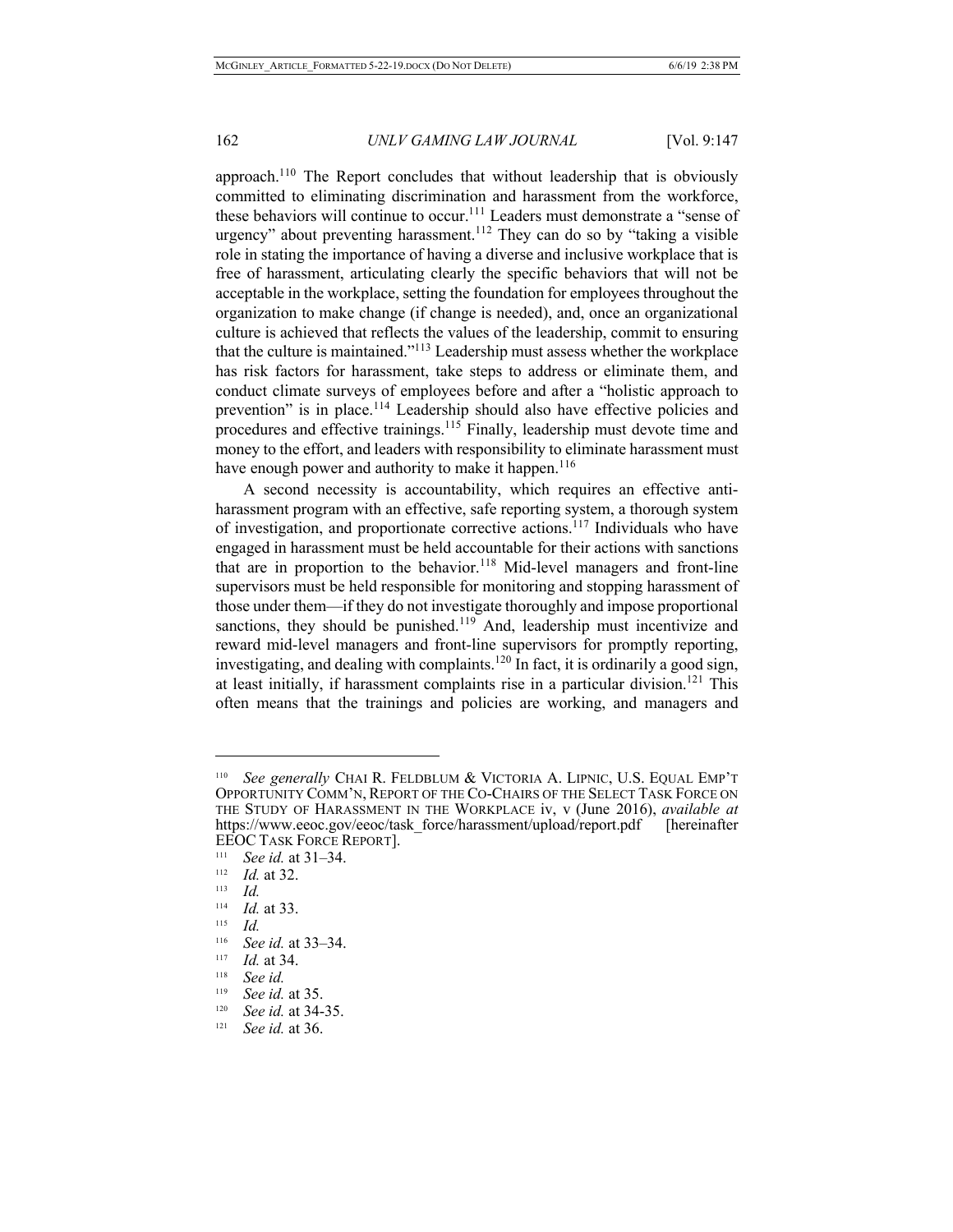approach.[110] The Report concludes that without leadership that is obviously committed to eliminating discrimination and harassment from the workforce, these behaviors will continue to occur.[111] Leaders must demonstrate a "sense of urgency" about preventing harassment.[112] They can do so by "taking a visible role in stating the importance of having a diverse and inclusive workplace that is free of harassment, articulating clearly the specific behaviors that will not be acceptable in the workplace, setting the foundation for employees throughout the organization to make change (if change is needed), and, once an organizational culture is achieved that reflects the values of the leadership, commit to ensuring that the culture is maintained."[113] Leadership must assess whether the workplace has risk factors for harassment, take steps to address or eliminate them, and conduct climate surveys of employees before and after a "holistic approach to prevention" is in place.[114] Leadership should also have effective policies and procedures and effective trainings.[115] Finally, leadership must devote time and money to the effort, and leaders with responsibility to eliminate harassment must have enough power and authority to make it happen.[116]

A second necessity is accountability, which requires an effective anti-harassment program with an effective, safe reporting system, a thorough system of investigation, and proportionate corrective actions.[117] Individuals who have engaged in harassment must be held accountable for their actions with sanctions that are in proportion to the behavior.[118] Mid-level managers and front-line supervisors must be held responsible for monitoring and stopping harassment of those under them—if they do not investigate thoroughly and impose proportional sanctions, they should be punished.[119] And, leadership must incentivize and reward mid-level managers and front-line supervisors for promptly reporting, investigating, and dealing with complaints.[120] In fact, it is ordinarily a good sign, at least initially, if harassment complaints rise in a particular division.[121] This often means that the trainings and policies are working, and managers and

---

[110] *See generally* CHAI R. FELDBLUM & VICTORIA A. LIPNIC, U.S. EQUAL EMP'T OPPORTUNITY COMM'N, REPORT OF THE CO-CHAIRS OF THE SELECT TASK FORCE ON THE STUDY OF HARASSMENT IN THE WORKPLACE iv, v (June 2016), *available at* https://www.eeoc.gov/eeoc/task_force/harassment/upload/report.pdf [hereinafter EEOC TASK FORCE REPORT].

[111] *See id.* at 31–34.

[112] *Id.* at 32.

[113] *Id.*

[114] *Id.* at 33.

[115] *Id.*

[116] *See id.* at 33–34.

[117] *Id.* at 34.

[118] *See id.*

[119] *See id.* at 35.

[120] *See id.* at 34-35.

[121] *See id.* at 36.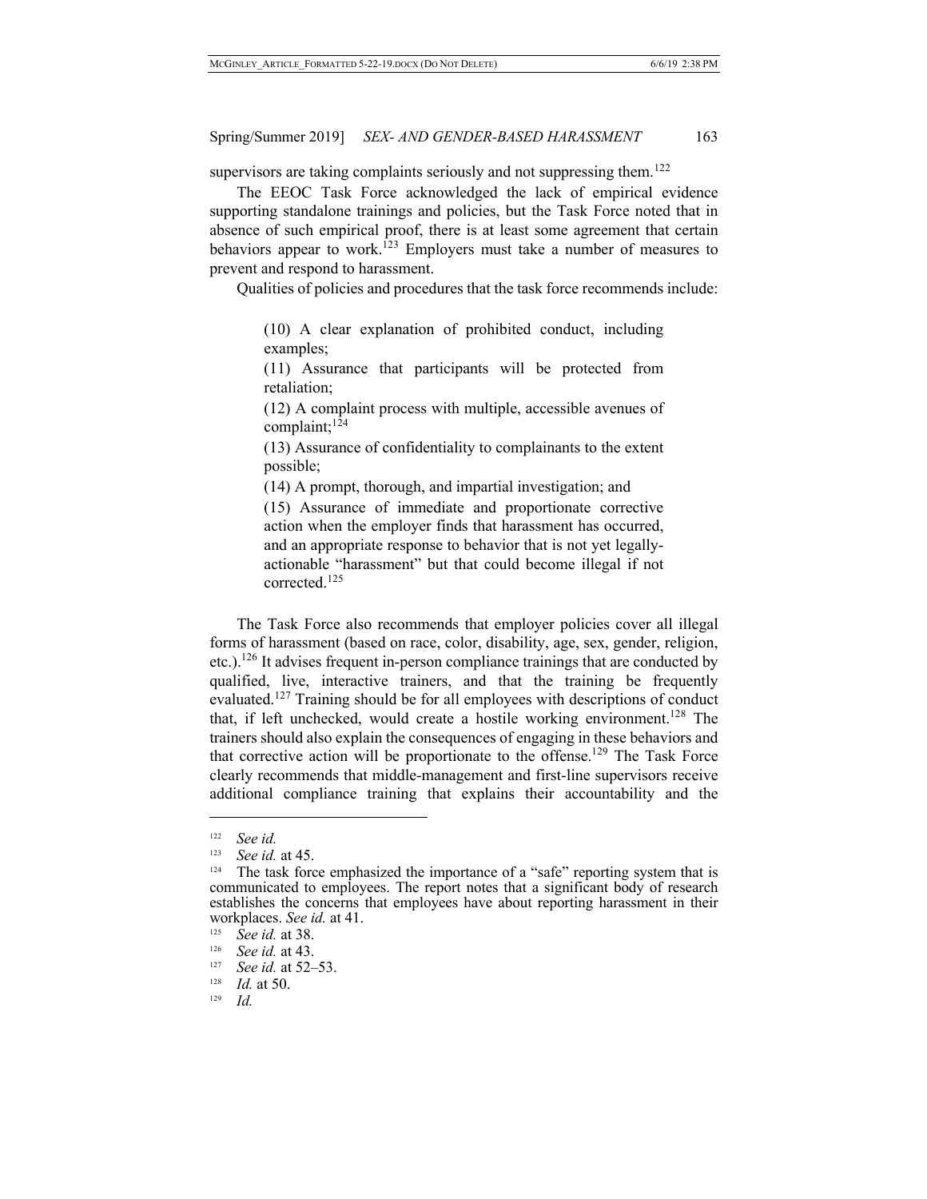supervisors are taking complaints seriously and not suppressing them.[122]

The EEOC Task Force acknowledged the lack of empirical evidence supporting standalone trainings and policies, but the Task Force noted that in absence of such empirical proof, there is at least some agreement that certain behaviors appear to work.[123] Employers must take a number of measures to prevent and respond to harassment.

Qualities of policies and procedures that the task force recommends include:

> (10) A clear explanation of prohibited conduct, including examples;
>
> (11) Assurance that participants will be protected from retaliation;
>
> (12) A complaint process with multiple, accessible avenues of complaint;[124]
>
> (13) Assurance of confidentiality to complainants to the extent possible;
>
> (14) A prompt, thorough, and impartial investigation; and
>
> (15) Assurance of immediate and proportionate corrective action when the employer finds that harassment has occurred, and an appropriate response to behavior that is not yet legally-actionable "harassment" but that could become illegal if not corrected.[125]

The Task Force also recommends that employer policies cover all illegal forms of harassment (based on race, color, disability, age, sex, gender, religion, etc.).[126] It advises frequent in-person compliance trainings that are conducted by qualified, live, interactive trainers, and that the training be frequently evaluated.[127] Training should be for all employees with descriptions of conduct that, if left unchecked, would create a hostile working environment.[128] The trainers should also explain the consequences of engaging in these behaviors and that corrective action will be proportionate to the offense.[129] The Task Force clearly recommends that middle-management and first-line supervisors receive additional compliance training that explains their accountability and the

---

[122] *See id.*

[123] *See id.* at 45.

[124] The task force emphasized the importance of a "safe" reporting system that is communicated to employees. The report notes that a significant body of research establishes the concerns that employees have about reporting harassment in their workplaces. *See id.* at 41.

[125] *See id.* at 38.

[126] *See id.* at 43.

[127] *See id.* at 52–53.

[128] *Id.* at 50.

[129] *Id.*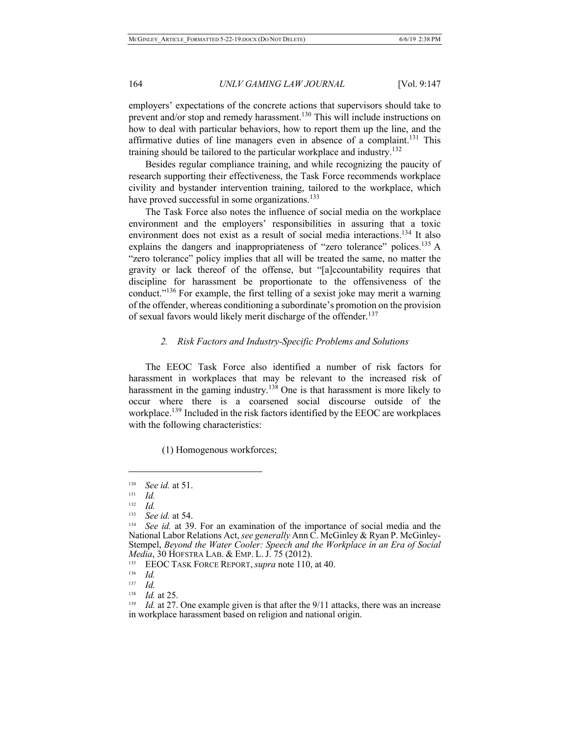employers' expectations of the concrete actions that supervisors should take to prevent and/or stop and remedy harassment.[130] This will include instructions on how to deal with particular behaviors, how to report them up the line, and the affirmative duties of line managers even in absence of a complaint.[131] This training should be tailored to the particular workplace and industry.[132]

Besides regular compliance training, and while recognizing the paucity of research supporting their effectiveness, the Task Force recommends workplace civility and bystander intervention training, tailored to the workplace, which have proved successful in some organizations.[133]

The Task Force also notes the influence of social media on the workplace environment and the employers' responsibilities in assuring that a toxic environment does not exist as a result of social media interactions.[134] It also explains the dangers and inappropriateness of "zero tolerance" polices.[135] A "zero tolerance" policy implies that all will be treated the same, no matter the gravity or lack thereof of the offense, but "[a]ccountability requires that discipline for harassment be proportionate to the offensiveness of the conduct."[136] For example, the first telling of a sexist joke may merit a warning of the offender, whereas conditioning a subordinate's promotion on the provision of sexual favors would likely merit discharge of the offender.[137]

### *2. Risk Factors and Industry-Specific Problems and Solutions*

The EEOC Task Force also identified a number of risk factors for harassment in workplaces that may be relevant to the increased risk of harassment in the gaming industry.[138] One is that harassment is more likely to occur where there is a coarsened social discourse outside of the workplace.[139] Included in the risk factors identified by the EEOC are workplaces with the following characteristics:

(1) Homogenous workforces;

---

[130] *See id.* at 51.

[131] *Id.*

[132] *Id.*

[133] *See id.* at 54.

[134] *See id.* at 39. For an examination of the importance of social media and the National Labor Relations Act, *see generally* Ann C. McGinley & Ryan P. McGinley-Stempel, *Beyond the Water Cooler: Speech and the Workplace in an Era of Social Media*, 30 HOFSTRA LAB. & EMP. L. J. 75 (2012).

[135] EEOC TASK FORCE REPORT, *supra* note 110, at 40.

[136] *Id.*

[137] *Id.*

[138] *Id.* at 25.

[139] *Id.* at 27. One example given is that after the 9/11 attacks, there was an increase in workplace harassment based on religion and national origin.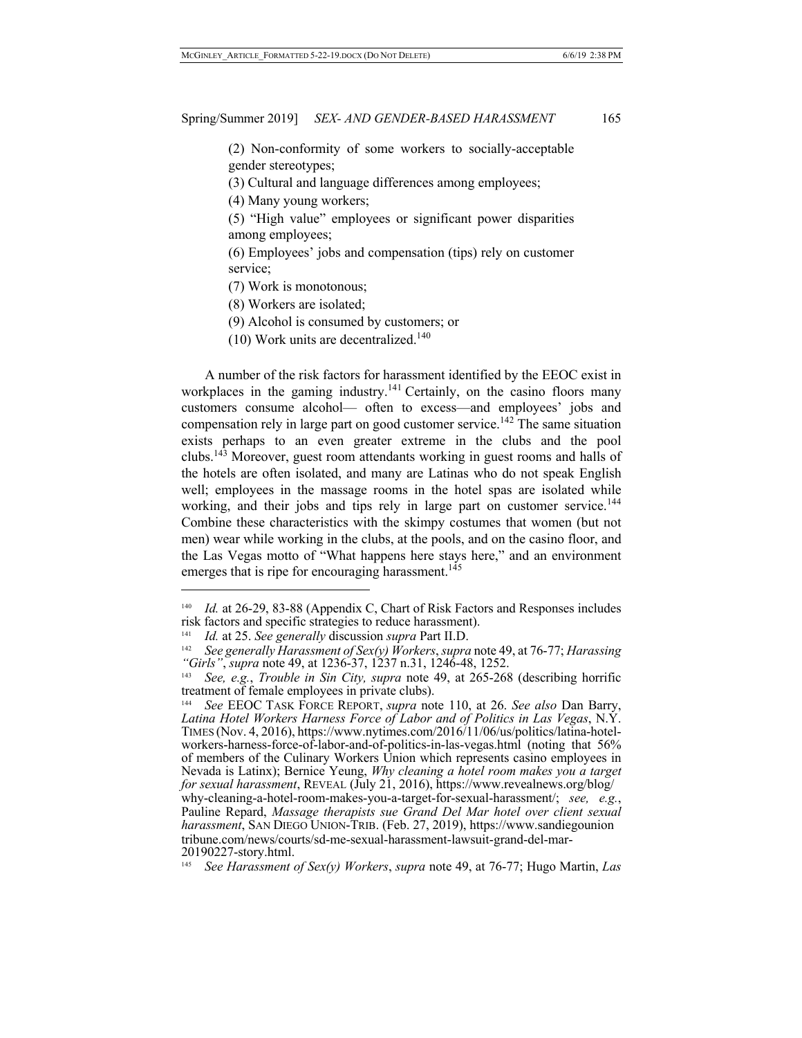(2) Non-conformity of some workers to socially-acceptable gender stereotypes;

(3) Cultural and language differences among employees;

(4) Many young workers;

(5) "High value" employees or significant power disparities among employees;

(6) Employees' jobs and compensation (tips) rely on customer service;

(7) Work is monotonous;

(8) Workers are isolated;

(9) Alcohol is consumed by customers; or

(10) Work units are decentralized.[140]

A number of the risk factors for harassment identified by the EEOC exist in workplaces in the gaming industry.[141] Certainly, on the casino floors many customers consume alcohol— often to excess—and employees' jobs and compensation rely in large part on good customer service.[142] The same situation exists perhaps to an even greater extreme in the clubs and the pool clubs.[143] Moreover, guest room attendants working in guest rooms and halls of the hotels are often isolated, and many are Latinas who do not speak English well; employees in the massage rooms in the hotel spas are isolated while working, and their jobs and tips rely in large part on customer service.[144] Combine these characteristics with the skimpy costumes that women (but not men) wear while working in the clubs, at the pools, and on the casino floor, and the Las Vegas motto of "What happens here stays here," and an environment emerges that is ripe for encouraging harassment.[145]

---

[140] *Id.* at 26-29, 83-88 (Appendix C, Chart of Risk Factors and Responses includes risk factors and specific strategies to reduce harassment).

[141] *Id.* at 25. *See generally* discussion *supra* Part II.D.

[142] *See generally Harassment of Sex(y) Workers*, *supra* note 49, at 76-77; *Harassing "Girls"*, *supra* note 49, at 1236-37, 1237 n.31, 1246-48, 1252.

[143] *See, e.g.*, *Trouble in Sin City, supra* note 49, at 265-268 (describing horrific treatment of female employees in private clubs).

[144] *See* EEOC TASK FORCE REPORT, *supra* note 110, at 26. *See also* Dan Barry, *Latina Hotel Workers Harness Force of Labor and of Politics in Las Vegas*, N.Y. TIMES (Nov. 4, 2016), https://www.nytimes.com/2016/11/06/us/politics/latina-hotel-workers-harness-force-of-labor-and-of-politics-in-las-vegas.html (noting that 56% of members of the Culinary Workers Union which represents casino employees in Nevada is Latinx); Bernice Yeung, *Why cleaning a hotel room makes you a target for sexual harassment*, REVEAL (July 21, 2016), https://www.revealnews.org/blog/why-cleaning-a-hotel-room-makes-you-a-target-for-sexual-harassment/; *see, e.g.*, Pauline Repard, *Massage therapists sue Grand Del Mar hotel over client sexual harassment*, SAN DIEGO UNION-TRIB. (Feb. 27, 2019), https://www.sandiegounion tribune.com/news/courts/sd-me-sexual-harassment-lawsuit-grand-del-mar-20190227-story.html.

[145] *See Harassment of Sex(y) Workers*, *supra* note 49, at 76-77; Hugo Martin, *Las*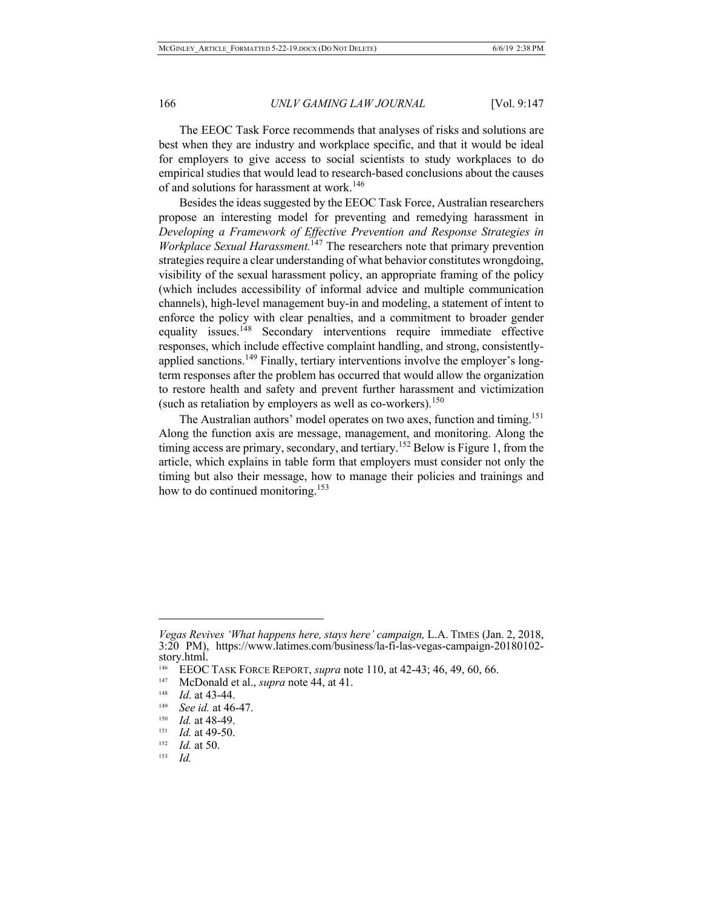The EEOC Task Force recommends that analyses of risks and solutions are best when they are industry and workplace specific, and that it would be ideal for employers to give access to social scientists to study workplaces to do empirical studies that would lead to research-based conclusions about the causes of and solutions for harassment at work.[146]

Besides the ideas suggested by the EEOC Task Force, Australian researchers propose an interesting model for preventing and remedying harassment in *Developing a Framework of Effective Prevention and Response Strategies in Workplace Sexual Harassment.*[147] The researchers note that primary prevention strategies require a clear understanding of what behavior constitutes wrongdoing, visibility of the sexual harassment policy, an appropriate framing of the policy (which includes accessibility of informal advice and multiple communication channels), high-level management buy-in and modeling, a statement of intent to enforce the policy with clear penalties, and a commitment to broader gender equality issues.[148] Secondary interventions require immediate effective responses, which include effective complaint handling, and strong, consistently-applied sanctions.[149] Finally, tertiary interventions involve the employer's long-term responses after the problem has occurred that would allow the organization to restore health and safety and prevent further harassment and victimization (such as retaliation by employers as well as co-workers).[150]

The Australian authors' model operates on two axes, function and timing.[151] Along the function axis are message, management, and monitoring. Along the timing access are primary, secondary, and tertiary.[152] Below is Figure 1, from the article, which explains in table form that employers must consider not only the timing but also their message, how to manage their policies and trainings and how to do continued monitoring.[153]

---

*Vegas Revives 'What happens here, stays here' campaign,* L.A. TIMES (Jan. 2, 2018, 3:20 PM), https://www.latimes.com/business/la-fi-las-vegas-campaign-20180102-story.html.

[146] EEOC TASK FORCE REPORT, *supra* note 110, at 42-43; 46, 49, 60, 66.

[147] McDonald et al., *supra* note 44, at 41.

[148] *Id*. at 43-44.

[149] *See id.* at 46-47.

[150] *Id.* at 48-49.

[151] *Id.* at 49-50.

[152] *Id.* at 50.

[153] *Id.*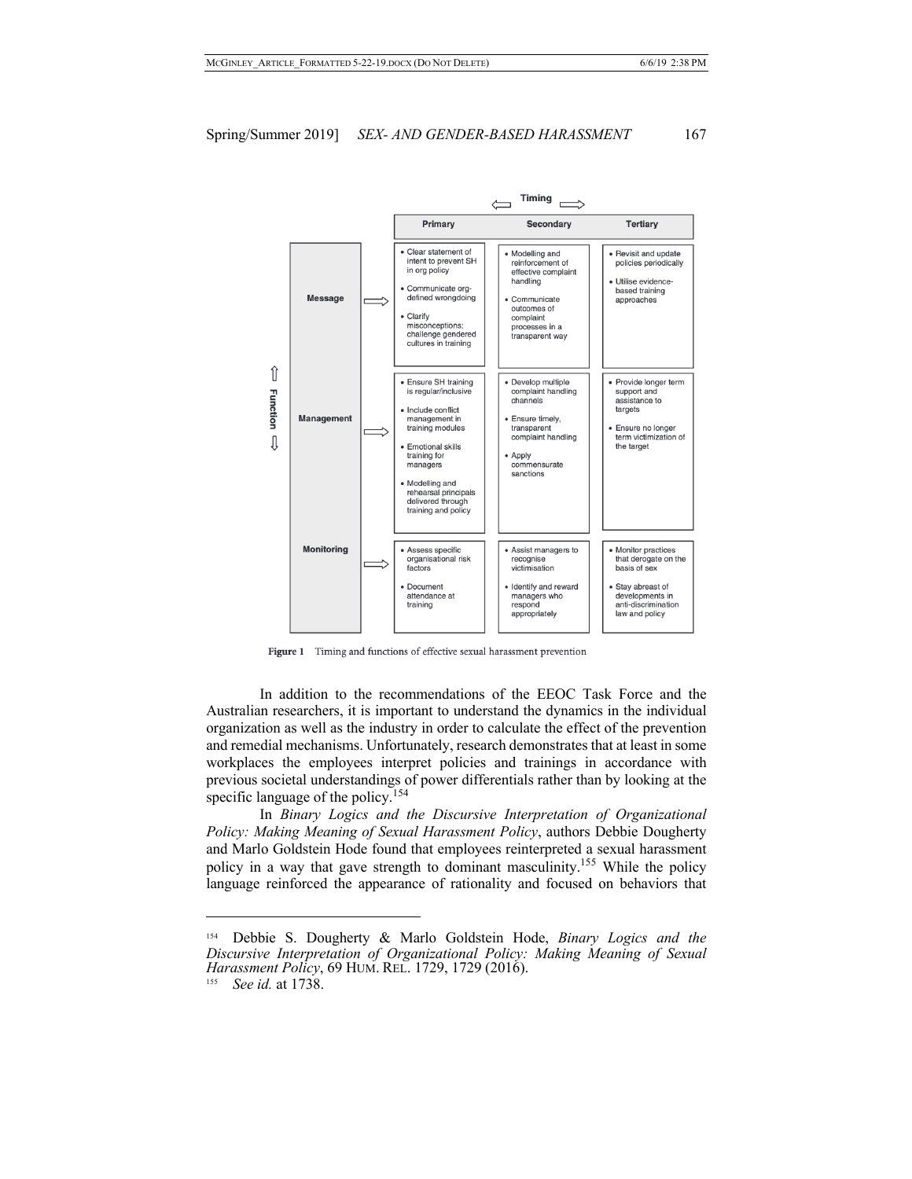| Function | Primary | Secondary | Tertiary |
| --- | --- | --- | --- |
| Message | • Clear statement of intent to prevent SH in org policy<br>• Communicate org-defined wrongdoing<br>• Clarify misconceptions; challenge gendered cultures in training | • Modelling and reinforcement of effective complaint handling<br>• Communicate outcomes of complaint processes in a transparent way | • Revisit and update policies periodically<br>• Utilise evidence-based training approaches |
| Management | • Ensure SH training is regular/inclusive<br>• Include conflict management in training modules<br>• Emotional skills training for managers<br>• Modelling and rehearsal principals delivered through training and policy | • Develop multiple complaint handling channels<br>• Ensure timely, transparent complaint handling<br>• Apply commensurate sanctions | • Provide longer term support and assistance to targets<br>• Ensure no longer term victimization of the target |
| Monitoring | • Assess specific organisational risk factors<br>• Document attendance at training | • Assist managers to recognise victimisation<br>• Identify and reward managers who respond appropriately | • Monitor practices that derogate on the basis of sex<br>• Stay abreast of developments in anti-discrimination law and policy |

**Figure 1** Timing and functions of effective sexual harassment prevention

In addition to the recommendations of the EEOC Task Force and the Australian researchers, it is important to understand the dynamics in the individual organization as well as the industry in order to calculate the effect of the prevention and remedial mechanisms. Unfortunately, research demonstrates that at least in some workplaces the employees interpret policies and trainings in accordance with previous societal understandings of power differentials rather than by looking at the specific language of the policy.[154]

In *Binary Logics and the Discursive Interpretation of Organizational Policy: Making Meaning of Sexual Harassment Policy*, authors Debbie Dougherty and Marlo Goldstein Hode found that employees reinterpreted a sexual harassment policy in a way that gave strength to dominant masculinity.[155] While the policy language reinforced the appearance of rationality and focused on behaviors that

---

[154] Debbie S. Dougherty & Marlo Goldstein Hode, *Binary Logics and the Discursive Interpretation of Organizational Policy: Making Meaning of Sexual Harassment Policy*, 69 HUM. REL. 1729, 1729 (2016).

[155] *See id.* at 1738.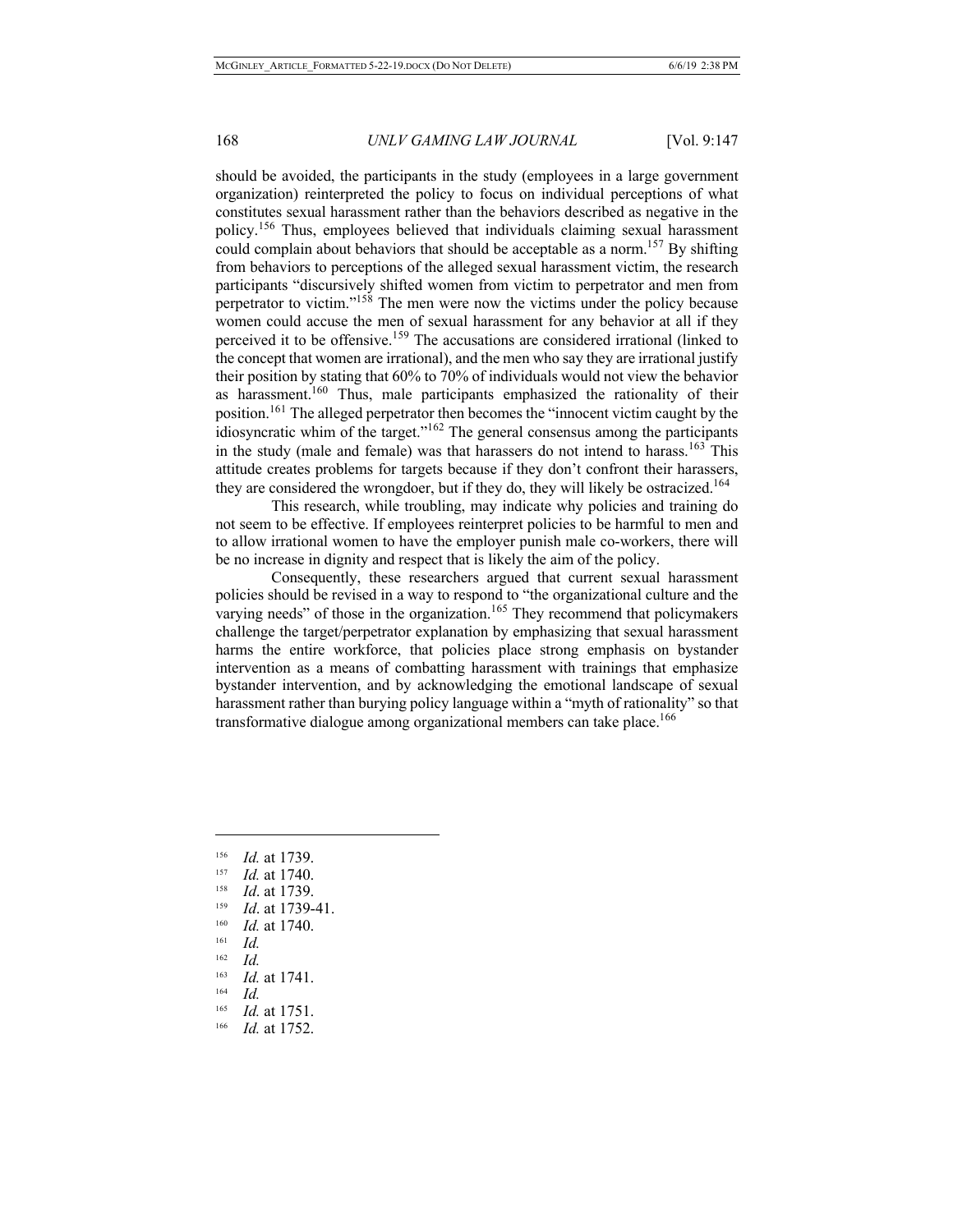should be avoided, the participants in the study (employees in a large government organization) reinterpreted the policy to focus on individual perceptions of what constitutes sexual harassment rather than the behaviors described as negative in the policy.[156] Thus, employees believed that individuals claiming sexual harassment could complain about behaviors that should be acceptable as a norm.[157] By shifting from behaviors to perceptions of the alleged sexual harassment victim, the research participants "discursively shifted women from victim to perpetrator and men from perpetrator to victim."[158] The men were now the victims under the policy because women could accuse the men of sexual harassment for any behavior at all if they perceived it to be offensive.[159] The accusations are considered irrational (linked to the concept that women are irrational), and the men who say they are irrational justify their position by stating that 60% to 70% of individuals would not view the behavior as harassment.[160] Thus, male participants emphasized the rationality of their position.[161] The alleged perpetrator then becomes the "innocent victim caught by the idiosyncratic whim of the target."[162] The general consensus among the participants in the study (male and female) was that harassers do not intend to harass.[163] This attitude creates problems for targets because if they don't confront their harassers, they are considered the wrongdoer, but if they do, they will likely be ostracized.[164]

This research, while troubling, may indicate why policies and training do not seem to be effective. If employees reinterpret policies to be harmful to men and to allow irrational women to have the employer punish male co-workers, there will be no increase in dignity and respect that is likely the aim of the policy.

Consequently, these researchers argued that current sexual harassment policies should be revised in a way to respond to "the organizational culture and the varying needs" of those in the organization.[165] They recommend that policymakers challenge the target/perpetrator explanation by emphasizing that sexual harassment harms the entire workforce, that policies place strong emphasis on bystander intervention as a means of combatting harassment with trainings that emphasize bystander intervention, and by acknowledging the emotional landscape of sexual harassment rather than burying policy language within a "myth of rationality" so that transformative dialogue among organizational members can take place.[166]

---

[156] *Id.* at 1739.
[157] *Id.* at 1740.
[158] *Id*. at 1739.
[159] *Id*. at 1739-41.
[160] *Id.* at 1740.
[161] *Id.*
[162] *Id.*
[163] *Id.* at 1741.
[164] *Id.*
[165] *Id.* at 1751.
[166] *Id.* at 1752.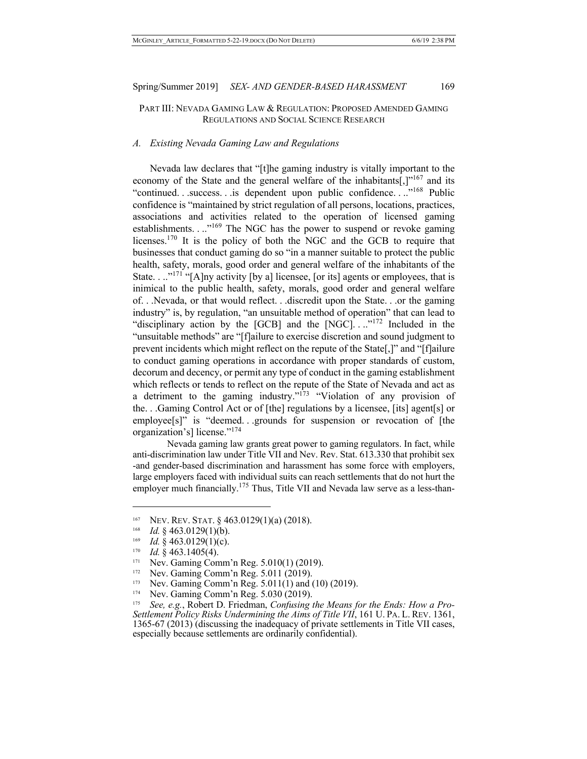## PART III: NEVADA GAMING LAW & REGULATION: PROPOSED AMENDED GAMING REGULATIONS AND SOCIAL SCIENCE RESEARCH

### *A. Existing Nevada Gaming Law and Regulations*

Nevada law declares that "[t]he gaming industry is vitally important to the economy of the State and the general welfare of the inhabitants[,]"[167] and its "continued. . .success. . .is dependent upon public confidence. . .."[168] Public confidence is "maintained by strict regulation of all persons, locations, practices, associations and activities related to the operation of licensed gaming establishments. . .."[169] The NGC has the power to suspend or revoke gaming licenses.[170] It is the policy of both the NGC and the GCB to require that businesses that conduct gaming do so "in a manner suitable to protect the public health, safety, morals, good order and general welfare of the inhabitants of the State. . .."[171] "[A]ny activity [by a] licensee, [or its] agents or employees, that is inimical to the public health, safety, morals, good order and general welfare of. . .Nevada, or that would reflect. . .discredit upon the State. . .or the gaming industry" is, by regulation, "an unsuitable method of operation" that can lead to "disciplinary action by the [GCB] and the [NGC]. . .."[172] Included in the "unsuitable methods" are "[f]ailure to exercise discretion and sound judgment to prevent incidents which might reflect on the repute of the State[,]" and "[f]ailure to conduct gaming operations in accordance with proper standards of custom, decorum and decency, or permit any type of conduct in the gaming establishment which reflects or tends to reflect on the repute of the State of Nevada and act as a detriment to the gaming industry."[173] "Violation of any provision of the. . .Gaming Control Act or of [the] regulations by a licensee, [its] agent[s] or employee[s]" is "deemed. . .grounds for suspension or revocation of [the organization's] license."[174]

Nevada gaming law grants great power to gaming regulators. In fact, while anti-discrimination law under Title VII and Nev. Rev. Stat. 613.330 that prohibit sex -and gender-based discrimination and harassment has some force with employers, large employers faced with individual suits can reach settlements that do not hurt the employer much financially.[175] Thus, Title VII and Nevada law serve as a less-than-

---

[167] NEV. REV. STAT. § 463.0129(1)(a) (2018).

[168] *Id.* § 463.0129(1)(b).

[169] *Id.* § 463.0129(1)(c).

[170] *Id.* § 463.1405(4).

[171] Nev. Gaming Comm'n Reg. 5.010(1) (2019).

[172] Nev. Gaming Comm'n Reg. 5.011 (2019).

[173] Nev. Gaming Comm'n Reg. 5.011(1) and (10) (2019).

[174] Nev. Gaming Comm'n Reg. 5.030 (2019).

[175] *See, e.g.*, Robert D. Friedman, *Confusing the Means for the Ends: How a Pro-Settlement Policy Risks Undermining the Aims of Title VII*, 161 U. PA. L. REV. 1361, 1365-67 (2013) (discussing the inadequacy of private settlements in Title VII cases, especially because settlements are ordinarily confidential).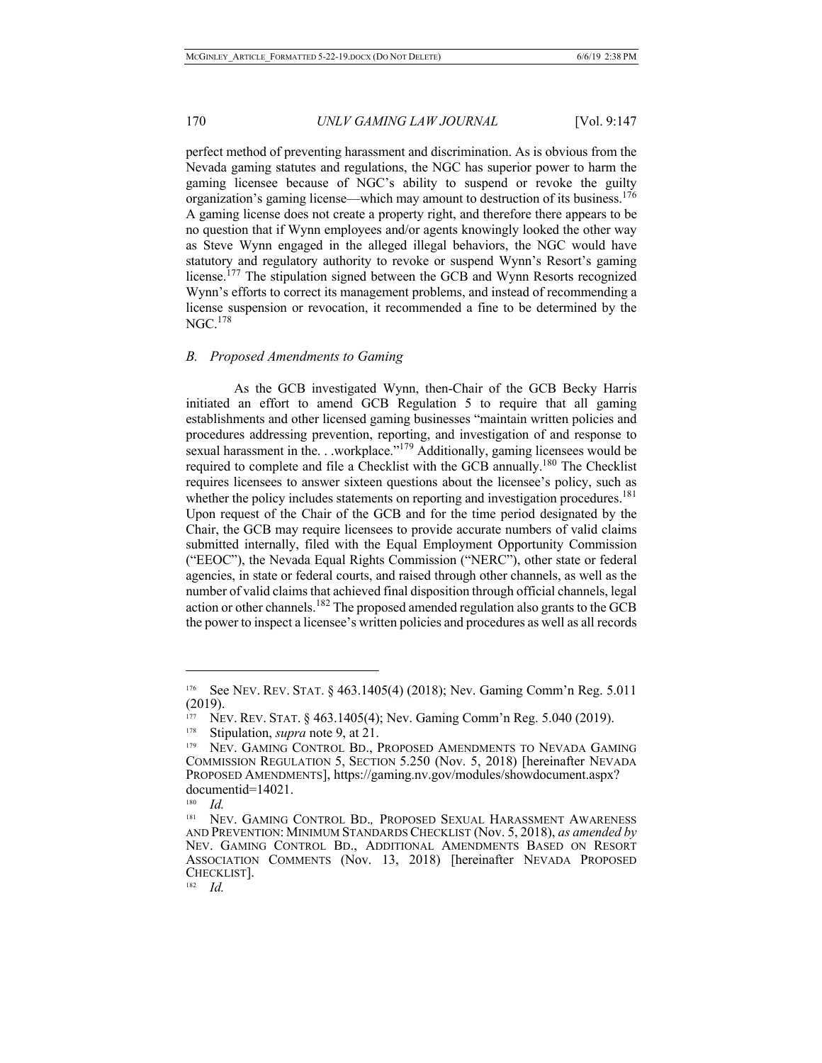perfect method of preventing harassment and discrimination. As is obvious from the Nevada gaming statutes and regulations, the NGC has superior power to harm the gaming licensee because of NGC's ability to suspend or revoke the guilty organization's gaming license—which may amount to destruction of its business.[176] A gaming license does not create a property right, and therefore there appears to be no question that if Wynn employees and/or agents knowingly looked the other way as Steve Wynn engaged in the alleged illegal behaviors, the NGC would have statutory and regulatory authority to revoke or suspend Wynn's Resort's gaming license.[177] The stipulation signed between the GCB and Wynn Resorts recognized Wynn's efforts to correct its management problems, and instead of recommending a license suspension or revocation, it recommended a fine to be determined by the NGC.[178]

### *B. Proposed Amendments to Gaming*

As the GCB investigated Wynn, then-Chair of the GCB Becky Harris initiated an effort to amend GCB Regulation 5 to require that all gaming establishments and other licensed gaming businesses "maintain written policies and procedures addressing prevention, reporting, and investigation of and response to sexual harassment in the. . .workplace."[179] Additionally, gaming licensees would be required to complete and file a Checklist with the GCB annually.[180] The Checklist requires licensees to answer sixteen questions about the licensee's policy, such as whether the policy includes statements on reporting and investigation procedures.[181] Upon request of the Chair of the GCB and for the time period designated by the Chair, the GCB may require licensees to provide accurate numbers of valid claims submitted internally, filed with the Equal Employment Opportunity Commission ("EEOC"), the Nevada Equal Rights Commission ("NERC"), other state or federal agencies, in state or federal courts, and raised through other channels, as well as the number of valid claims that achieved final disposition through official channels, legal action or other channels.[182] The proposed amended regulation also grants to the GCB the power to inspect a licensee's written policies and procedures as well as all records

---

[176] See NEV. REV. STAT. § 463.1405(4) (2018); Nev. Gaming Comm'n Reg. 5.011 (2019).

[177] NEV. REV. STAT. § 463.1405(4); Nev. Gaming Comm'n Reg. 5.040 (2019).

[178] Stipulation, *supra* note 9, at 21.

[179] NEV. GAMING CONTROL BD., PROPOSED AMENDMENTS TO NEVADA GAMING COMMISSION REGULATION 5, SECTION 5.250 (Nov. 5, 2018) [hereinafter NEVADA PROPOSED AMENDMENTS], https://gaming.nv.gov/modules/showdocument.aspx?documentid=14021.

[180] *Id.*

[181] NEV. GAMING CONTROL BD., PROPOSED SEXUAL HARASSMENT AWARENESS AND PREVENTION: MINIMUM STANDARDS CHECKLIST (Nov. 5, 2018), *as amended by* NEV. GAMING CONTROL BD., ADDITIONAL AMENDMENTS BASED ON RESORT ASSOCIATION COMMENTS (Nov. 13, 2018) [hereinafter NEVADA PROPOSED CHECKLIST].

[182] *Id.*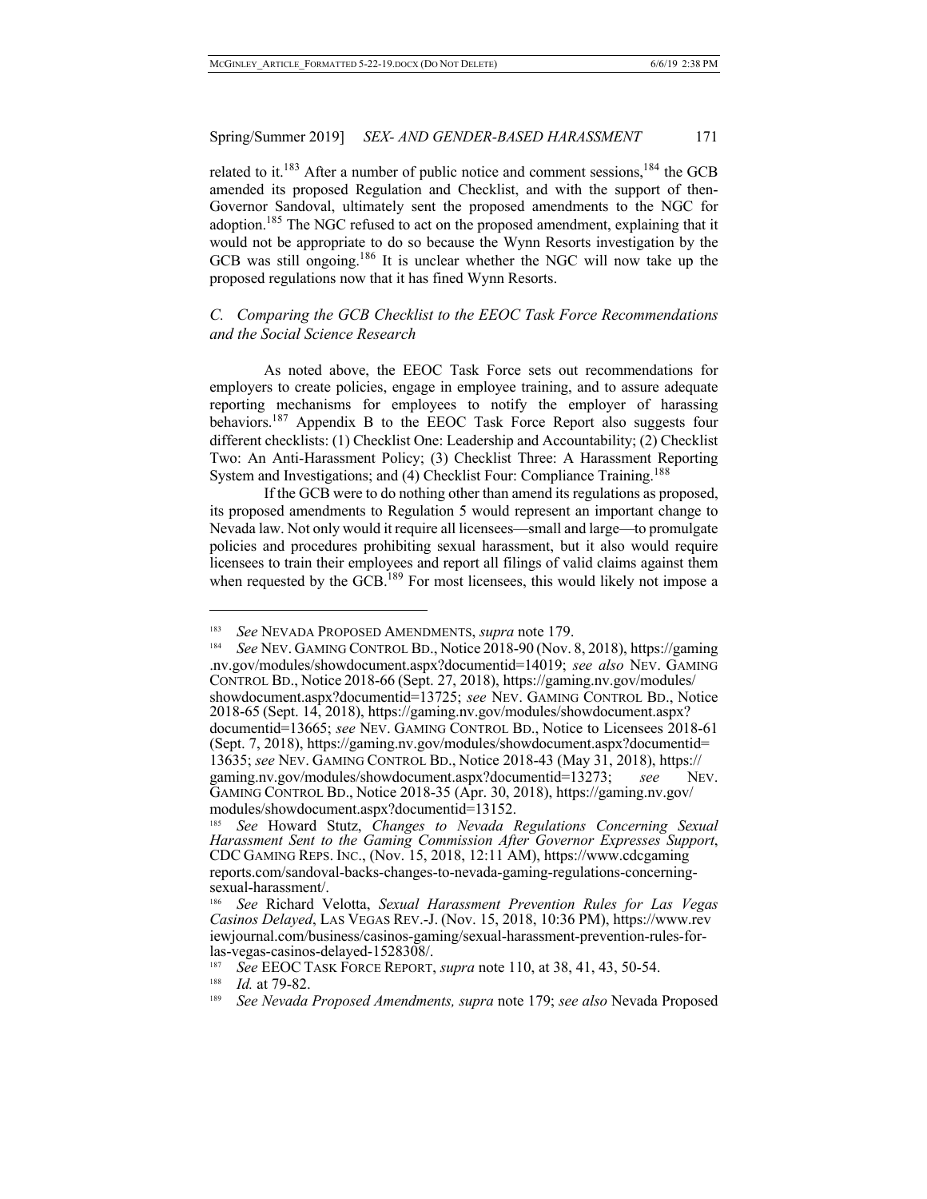related to it.[183] After a number of public notice and comment sessions,[184] the GCB amended its proposed Regulation and Checklist, and with the support of then-Governor Sandoval, ultimately sent the proposed amendments to the NGC for adoption.[185] The NGC refused to act on the proposed amendment, explaining that it would not be appropriate to do so because the Wynn Resorts investigation by the GCB was still ongoing.[186] It is unclear whether the NGC will now take up the proposed regulations now that it has fined Wynn Resorts.

### *C. Comparing the GCB Checklist to the EEOC Task Force Recommendations and the Social Science Research*

As noted above, the EEOC Task Force sets out recommendations for employers to create policies, engage in employee training, and to assure adequate reporting mechanisms for employees to notify the employer of harassing behaviors.[187] Appendix B to the EEOC Task Force Report also suggests four different checklists: (1) Checklist One: Leadership and Accountability; (2) Checklist Two: An Anti-Harassment Policy; (3) Checklist Three: A Harassment Reporting System and Investigations; and (4) Checklist Four: Compliance Training.[188]

If the GCB were to do nothing other than amend its regulations as proposed, its proposed amendments to Regulation 5 would represent an important change to Nevada law. Not only would it require all licensees—small and large—to promulgate policies and procedures prohibiting sexual harassment, but it also would require licensees to train their employees and report all filings of valid claims against them when requested by the GCB.[189] For most licensees, this would likely not impose a

---

[183] *See* NEVADA PROPOSED AMENDMENTS, *supra* note 179.

[184] *See* NEV. GAMING CONTROL BD., Notice 2018-90 (Nov. 8, 2018), https://gaming.nv.gov/modules/showdocument.aspx?documentid=14019; *see also* NEV. GAMING CONTROL BD., Notice 2018-66 (Sept. 27, 2018), https://gaming.nv.gov/modules/showdocument.aspx?documentid=13725; *see* NEV. GAMING CONTROL BD., Notice 2018-65 (Sept. 14, 2018), https://gaming.nv.gov/modules/showdocument.aspx?documentid=13665; *see* NEV. GAMING CONTROL BD., Notice to Licensees 2018-61 (Sept. 7, 2018), https://gaming.nv.gov/modules/showdocument.aspx?documentid=13635; *see* NEV. GAMING CONTROL BD., Notice 2018-43 (May 31, 2018), https://gaming.nv.gov/modules/showdocument.aspx?documentid=13273; *see* NEV. GAMING CONTROL BD., Notice 2018-35 (Apr. 30, 2018), https://gaming.nv.gov/modules/showdocument.aspx?documentid=13152.

[185] *See* Howard Stutz, *Changes to Nevada Regulations Concerning Sexual Harassment Sent to the Gaming Commission After Governor Expresses Support*, CDC GAMING REPS. INC., (Nov. 15, 2018, 12:11 AM), https://www.cdcgamingreports.com/sandoval-backs-changes-to-nevada-gaming-regulations-concerning-sexual-harassment/.

[186] *See* Richard Velotta, *Sexual Harassment Prevention Rules for Las Vegas Casinos Delayed*, LAS VEGAS REV.-J. (Nov. 15, 2018, 10:36 PM), https://www.reviewjournal.com/business/casinos-gaming/sexual-harassment-prevention-rules-for-las-vegas-casinos-delayed-1528308/.

[187] *See* EEOC TASK FORCE REPORT, *supra* note 110, at 38, 41, 43, 50-54.

[188] *Id.* at 79-82.

[189] *See Nevada Proposed Amendments, supra* note 179; *see also* Nevada Proposed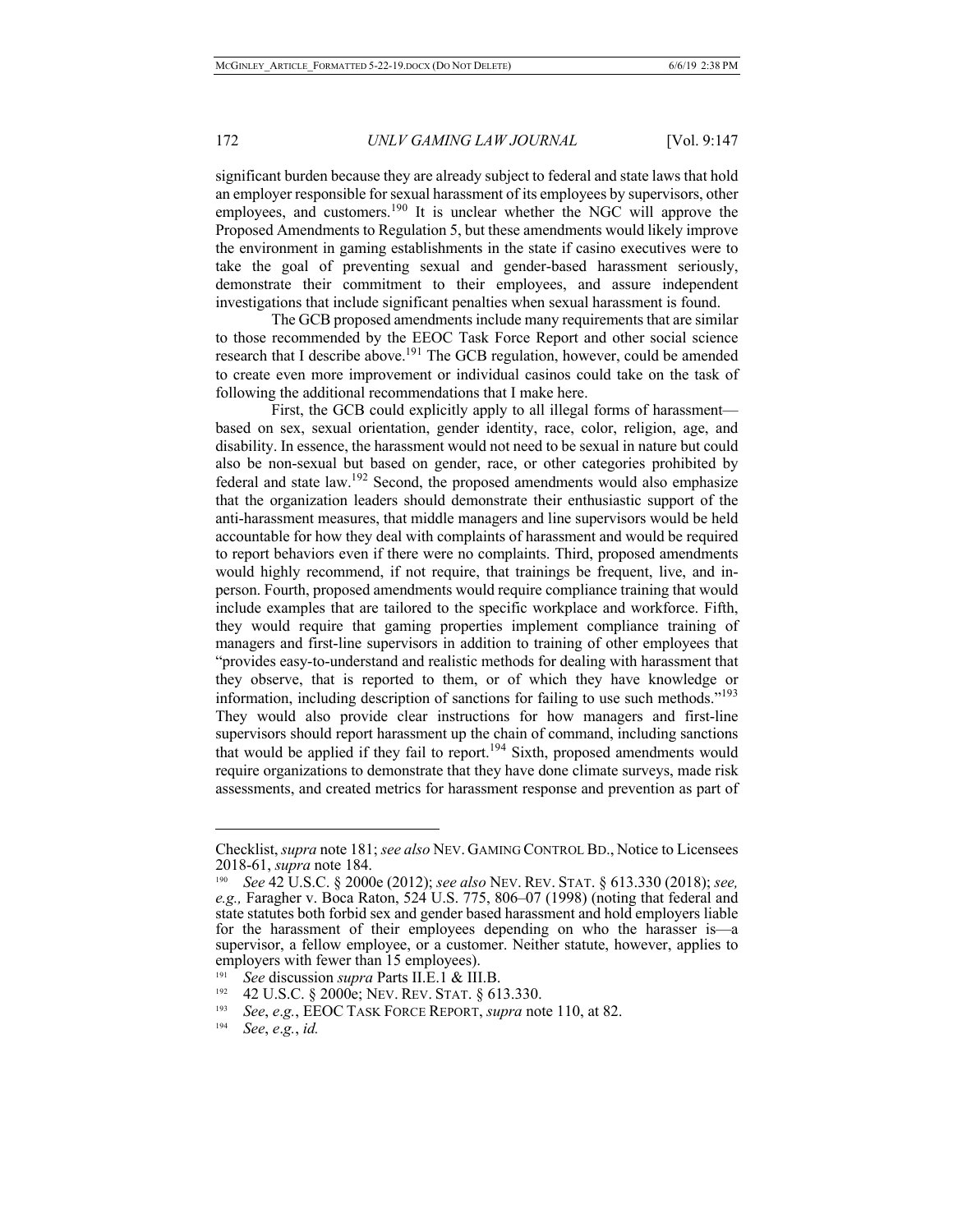significant burden because they are already subject to federal and state laws that hold an employer responsible for sexual harassment of its employees by supervisors, other employees, and customers.[190] It is unclear whether the NGC will approve the Proposed Amendments to Regulation 5, but these amendments would likely improve the environment in gaming establishments in the state if casino executives were to take the goal of preventing sexual and gender-based harassment seriously, demonstrate their commitment to their employees, and assure independent investigations that include significant penalties when sexual harassment is found.

The GCB proposed amendments include many requirements that are similar to those recommended by the EEOC Task Force Report and other social science research that I describe above.[191] The GCB regulation, however, could be amended to create even more improvement or individual casinos could take on the task of following the additional recommendations that I make here.

First, the GCB could explicitly apply to all illegal forms of harassment—based on sex, sexual orientation, gender identity, race, color, religion, age, and disability. In essence, the harassment would not need to be sexual in nature but could also be non-sexual but based on gender, race, or other categories prohibited by federal and state law.[192] Second, the proposed amendments would also emphasize that the organization leaders should demonstrate their enthusiastic support of the anti-harassment measures, that middle managers and line supervisors would be held accountable for how they deal with complaints of harassment and would be required to report behaviors even if there were no complaints. Third, proposed amendments would highly recommend, if not require, that trainings be frequent, live, and in-person. Fourth, proposed amendments would require compliance training that would include examples that are tailored to the specific workplace and workforce. Fifth, they would require that gaming properties implement compliance training of managers and first-line supervisors in addition to training of other employees that "provides easy-to-understand and realistic methods for dealing with harassment that they observe, that is reported to them, or of which they have knowledge or information, including description of sanctions for failing to use such methods."[193] They would also provide clear instructions for how managers and first-line supervisors should report harassment up the chain of command, including sanctions that would be applied if they fail to report.[194] Sixth, proposed amendments would require organizations to demonstrate that they have done climate surveys, made risk assessments, and created metrics for harassment response and prevention as part of

---

Checklist, *supra* note 181; *see also* NEV. GAMING CONTROL BD., Notice to Licensees 2018-61, *supra* note 184.

[190] *See* 42 U.S.C. § 2000e (2012); *see also* NEV. REV. STAT. § 613.330 (2018); *see, e.g.,* Faragher v. Boca Raton, 524 U.S. 775, 806–07 (1998) (noting that federal and state statutes both forbid sex and gender based harassment and hold employers liable for the harassment of their employees depending on who the harasser is—a supervisor, a fellow employee, or a customer. Neither statute, however, applies to employers with fewer than 15 employees).

[191] *See* discussion *supra* Parts II.E.1 & III.B.

[192] 42 U.S.C. § 2000e; NEV. REV. STAT. § 613.330.

[193] *See*, *e.g.*, EEOC TASK FORCE REPORT, *supra* note 110, at 82.

[194] *See*, *e.g.*, *id.*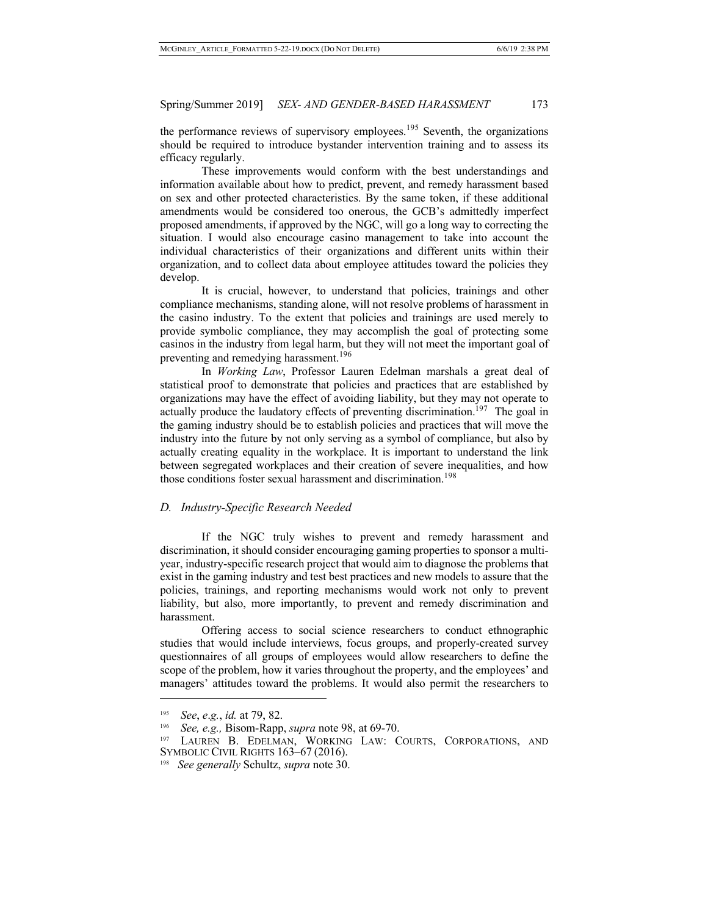the performance reviews of supervisory employees.[195] Seventh, the organizations should be required to introduce bystander intervention training and to assess its efficacy regularly.

These improvements would conform with the best understandings and information available about how to predict, prevent, and remedy harassment based on sex and other protected characteristics. By the same token, if these additional amendments would be considered too onerous, the GCB's admittedly imperfect proposed amendments, if approved by the NGC, will go a long way to correcting the situation. I would also encourage casino management to take into account the individual characteristics of their organizations and different units within their organization, and to collect data about employee attitudes toward the policies they develop.

It is crucial, however, to understand that policies, trainings and other compliance mechanisms, standing alone, will not resolve problems of harassment in the casino industry. To the extent that policies and trainings are used merely to provide symbolic compliance, they may accomplish the goal of protecting some casinos in the industry from legal harm, but they will not meet the important goal of preventing and remedying harassment.[196]

In *Working Law*, Professor Lauren Edelman marshals a great deal of statistical proof to demonstrate that policies and practices that are established by organizations may have the effect of avoiding liability, but they may not operate to actually produce the laudatory effects of preventing discrimination.[197] The goal in the gaming industry should be to establish policies and practices that will move the industry into the future by not only serving as a symbol of compliance, but also by actually creating equality in the workplace. It is important to understand the link between segregated workplaces and their creation of severe inequalities, and how those conditions foster sexual harassment and discrimination.[198]

### *D. Industry-Specific Research Needed*

If the NGC truly wishes to prevent and remedy harassment and discrimination, it should consider encouraging gaming properties to sponsor a multi-year, industry-specific research project that would aim to diagnose the problems that exist in the gaming industry and test best practices and new models to assure that the policies, trainings, and reporting mechanisms would work not only to prevent liability, but also, more importantly, to prevent and remedy discrimination and harassment.

Offering access to social science researchers to conduct ethnographic studies that would include interviews, focus groups, and properly-created survey questionnaires of all groups of employees would allow researchers to define the scope of the problem, how it varies throughout the property, and the employees' and managers' attitudes toward the problems. It would also permit the researchers to

---

[195] *See*, *e.g.*, *id.* at 79, 82.

[196] *See, e.g.,* Bisom-Rapp, *supra* note 98, at 69-70.

[197] LAUREN B. EDELMAN, WORKING LAW: COURTS, CORPORATIONS, AND SYMBOLIC CIVIL RIGHTS 163–67 (2016).

[198] *See generally* Schultz, *supra* note 30.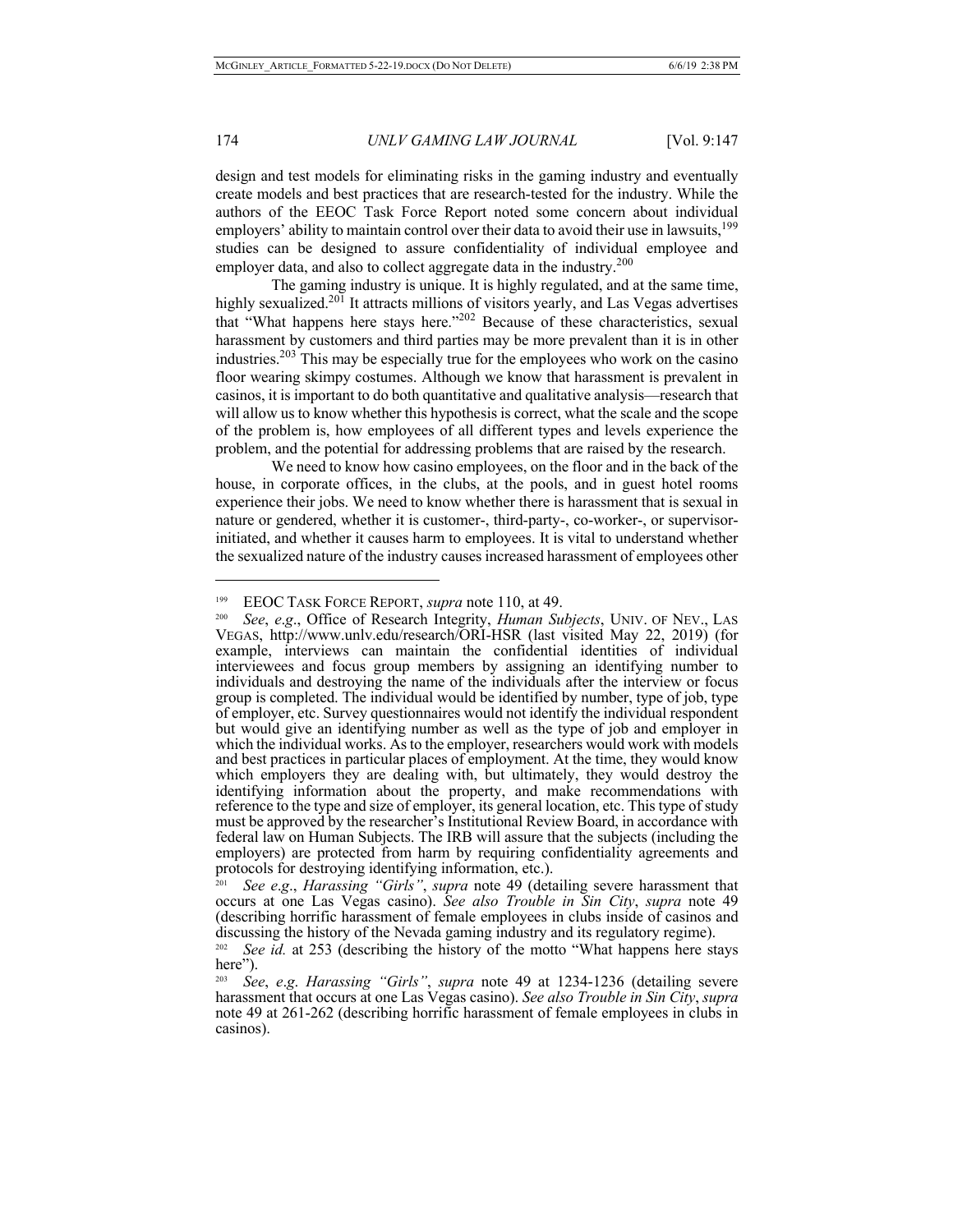design and test models for eliminating risks in the gaming industry and eventually create models and best practices that are research-tested for the industry. While the authors of the EEOC Task Force Report noted some concern about individual employers' ability to maintain control over their data to avoid their use in lawsuits,[199] studies can be designed to assure confidentiality of individual employee and employer data, and also to collect aggregate data in the industry.[200]

The gaming industry is unique. It is highly regulated, and at the same time, highly sexualized.[201] It attracts millions of visitors yearly, and Las Vegas advertises that "What happens here stays here."[202] Because of these characteristics, sexual harassment by customers and third parties may be more prevalent than it is in other industries.[203] This may be especially true for the employees who work on the casino floor wearing skimpy costumes. Although we know that harassment is prevalent in casinos, it is important to do both quantitative and qualitative analysis—research that will allow us to know whether this hypothesis is correct, what the scale and the scope of the problem is, how employees of all different types and levels experience the problem, and the potential for addressing problems that are raised by the research.

We need to know how casino employees, on the floor and in the back of the house, in corporate offices, in the clubs, at the pools, and in guest hotel rooms experience their jobs. We need to know whether there is harassment that is sexual in nature or gendered, whether it is customer-, third-party-, co-worker-, or supervisor-initiated, and whether it causes harm to employees. It is vital to understand whether the sexualized nature of the industry causes increased harassment of employees other

---

[199] EEOC Task Force Report, *supra* note 110, at 49.

[200] *See*, *e.g*., Office of Research Integrity, *Human Subjects*, Univ. of Nev., Las Vegas, http://www.unlv.edu/research/ORI-HSR (last visited May 22, 2019) (for example, interviews can maintain the confidential identities of individual interviewees and focus group members by assigning an identifying number to individuals and destroying the name of the individuals after the interview or focus group is completed. The individual would be identified by number, type of job, type of employer, etc. Survey questionnaires would not identify the individual respondent but would give an identifying number as well as the type of job and employer in which the individual works. As to the employer, researchers would work with models and best practices in particular places of employment. At the time, they would know which employers they are dealing with, but ultimately, they would destroy the identifying information about the property, and make recommendations with reference to the type and size of employer, its general location, etc. This type of study must be approved by the researcher's Institutional Review Board, in accordance with federal law on Human Subjects. The IRB will assure that the subjects (including the employers) are protected from harm by requiring confidentiality agreements and protocols for destroying identifying information, etc.).

[201] *See e.g*., *Harassing "Girls"*, *supra* note 49 (detailing severe harassment that occurs at one Las Vegas casino). *See also Trouble in Sin City*, *supra* note 49 (describing horrific harassment of female employees in clubs inside of casinos and discussing the history of the Nevada gaming industry and its regulatory regime).

[202] *See id.* at 253 (describing the history of the motto "What happens here stays here").

[203] *See*, *e.g*. *Harassing "Girls"*, *supra* note 49 at 1234-1236 (detailing severe harassment that occurs at one Las Vegas casino). *See also Trouble in Sin City*, *supra* note 49 at 261-262 (describing horrific harassment of female employees in clubs in casinos).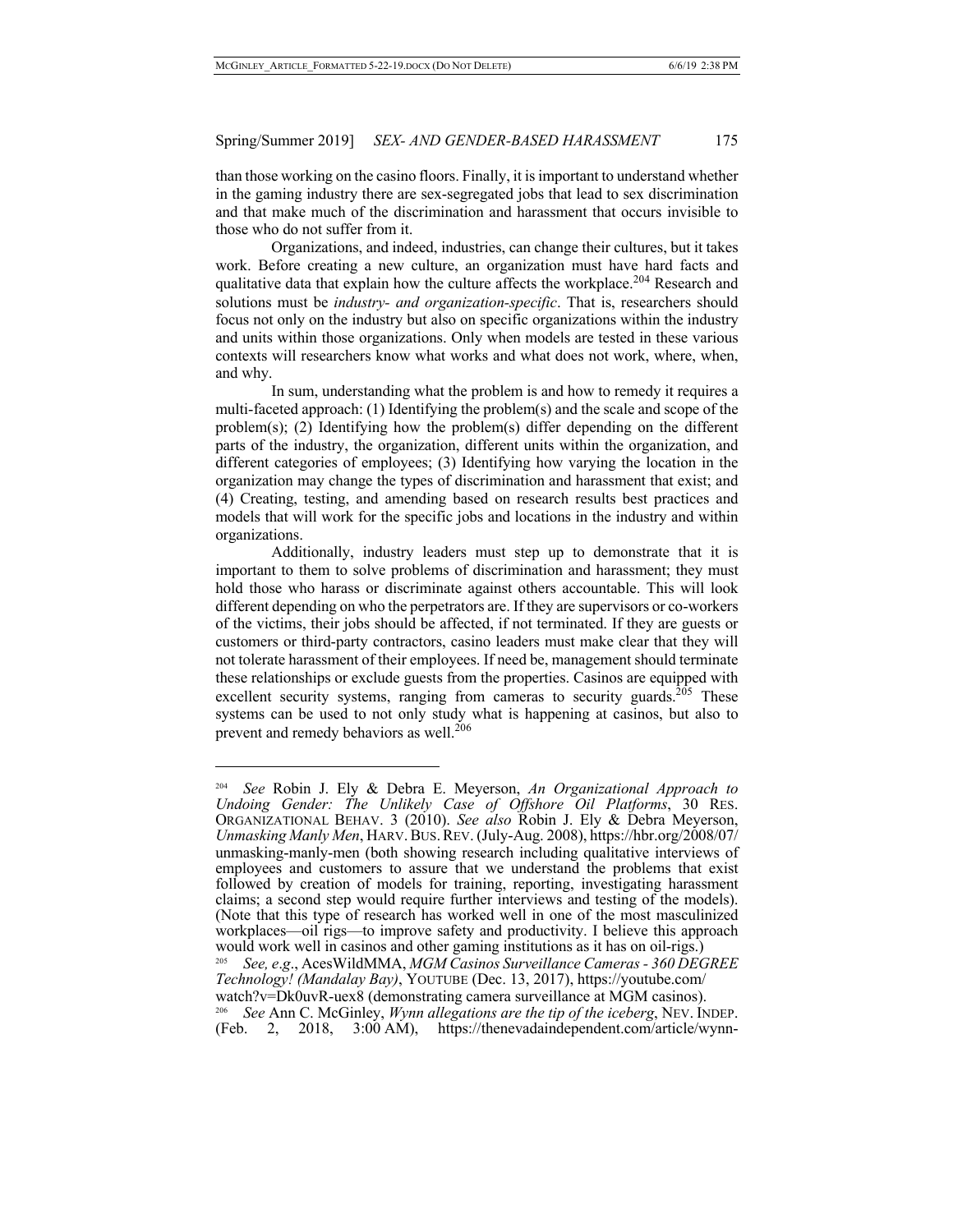than those working on the casino floors. Finally, it is important to understand whether in the gaming industry there are sex-segregated jobs that lead to sex discrimination and that make much of the discrimination and harassment that occurs invisible to those who do not suffer from it.

Organizations, and indeed, industries, can change their cultures, but it takes work. Before creating a new culture, an organization must have hard facts and qualitative data that explain how the culture affects the workplace.[204] Research and solutions must be *industry- and organization-specific*. That is, researchers should focus not only on the industry but also on specific organizations within the industry and units within those organizations. Only when models are tested in these various contexts will researchers know what works and what does not work, where, when, and why.

In sum, understanding what the problem is and how to remedy it requires a multi-faceted approach: (1) Identifying the problem(s) and the scale and scope of the problem(s); (2) Identifying how the problem(s) differ depending on the different parts of the industry, the organization, different units within the organization, and different categories of employees; (3) Identifying how varying the location in the organization may change the types of discrimination and harassment that exist; and (4) Creating, testing, and amending based on research results best practices and models that will work for the specific jobs and locations in the industry and within organizations.

Additionally, industry leaders must step up to demonstrate that it is important to them to solve problems of discrimination and harassment; they must hold those who harass or discriminate against others accountable. This will look different depending on who the perpetrators are. If they are supervisors or co-workers of the victims, their jobs should be affected, if not terminated. If they are guests or customers or third-party contractors, casino leaders must make clear that they will not tolerate harassment of their employees. If need be, management should terminate these relationships or exclude guests from the properties. Casinos are equipped with excellent security systems, ranging from cameras to security guards.[205] These systems can be used to not only study what is happening at casinos, but also to prevent and remedy behaviors as well.[206]

---

[204] *See* Robin J. Ely & Debra E. Meyerson, *An Organizational Approach to Undoing Gender: The Unlikely Case of Offshore Oil Platforms*, 30 RES. ORGANIZATIONAL BEHAV. 3 (2010). *See also* Robin J. Ely & Debra Meyerson, *Unmasking Manly Men*, HARV. BUS. REV. (July-Aug. 2008), https://hbr.org/2008/07/unmasking-manly-men (both showing research including qualitative interviews of employees and customers to assure that we understand the problems that exist followed by creation of models for training, reporting, investigating harassment claims; a second step would require further interviews and testing of the models). (Note that this type of research has worked well in one of the most masculinized workplaces—oil rigs—to improve safety and productivity. I believe this approach would work well in casinos and other gaming institutions as it has on oil-rigs.)

[205] *See, e.g*., AcesWildMMA, *MGM Casinos Surveillance Cameras - 360 DEGREE Technology! (Mandalay Bay)*, YOUTUBE (Dec. 13, 2017), https://youtube.com/watch?v=Dk0uvR-uex8 (demonstrating camera surveillance at MGM casinos).

[206] *See* Ann C. McGinley, *Wynn allegations are the tip of the iceberg*, NEV. INDEP. (Feb. 2, 2018, 3:00 AM), https://thenevadaindependent.com/article/wynn-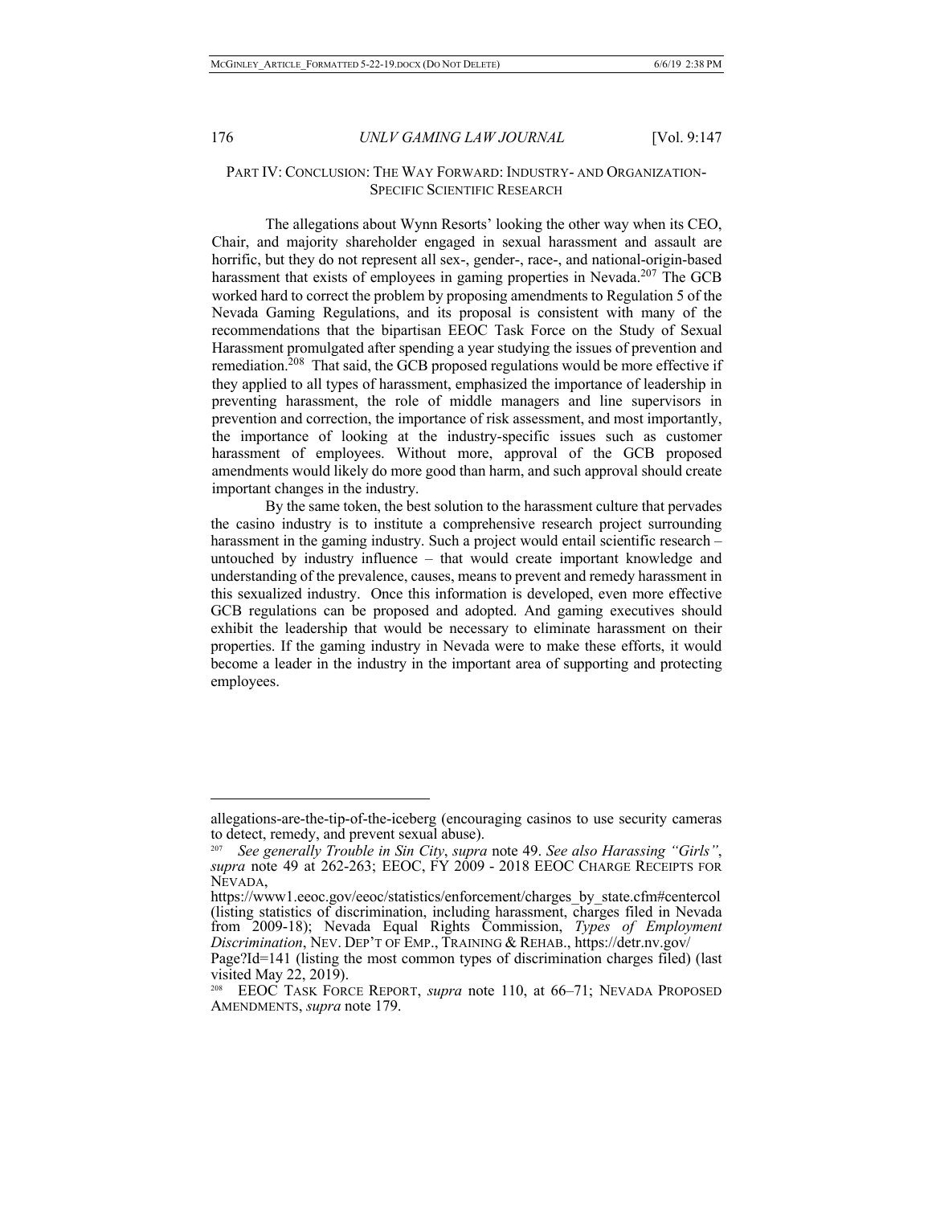## PART IV: CONCLUSION: THE WAY FORWARD: INDUSTRY- AND ORGANIZATION-SPECIFIC SCIENTIFIC RESEARCH

The allegations about Wynn Resorts' looking the other way when its CEO, Chair, and majority shareholder engaged in sexual harassment and assault are horrific, but they do not represent all sex-, gender-, race-, and national-origin-based harassment that exists of employees in gaming properties in Nevada.[207] The GCB worked hard to correct the problem by proposing amendments to Regulation 5 of the Nevada Gaming Regulations, and its proposal is consistent with many of the recommendations that the bipartisan EEOC Task Force on the Study of Sexual Harassment promulgated after spending a year studying the issues of prevention and remediation.[208] That said, the GCB proposed regulations would be more effective if they applied to all types of harassment, emphasized the importance of leadership in preventing harassment, the role of middle managers and line supervisors in prevention and correction, the importance of risk assessment, and most importantly, the importance of looking at the industry-specific issues such as customer harassment of employees. Without more, approval of the GCB proposed amendments would likely do more good than harm, and such approval should create important changes in the industry.

By the same token, the best solution to the harassment culture that pervades the casino industry is to institute a comprehensive research project surrounding harassment in the gaming industry. Such a project would entail scientific research – untouched by industry influence – that would create important knowledge and understanding of the prevalence, causes, means to prevent and remedy harassment in this sexualized industry. Once this information is developed, even more effective GCB regulations can be proposed and adopted. And gaming executives should exhibit the leadership that would be necessary to eliminate harassment on their properties. If the gaming industry in Nevada were to make these efforts, it would become a leader in the industry in the important area of supporting and protecting employees.

---

allegations-are-the-tip-of-the-iceberg (encouraging casinos to use security cameras to detect, remedy, and prevent sexual abuse).

[207] *See generally Trouble in Sin City*, *supra* note 49. *See also Harassing "Girls"*, *supra* note 49 at 262-263; EEOC, FY 2009 - 2018 EEOC CHARGE RECEIPTS FOR NEVADA, https://www1.eeoc.gov/eeoc/statistics/enforcement/charges_by_state.cfm#centercol (listing statistics of discrimination, including harassment, charges filed in Nevada from 2009-18); Nevada Equal Rights Commission, *Types of Employment Discrimination*, NEV. DEP'T OF EMP., TRAINING & REHAB., https://detr.nv.gov/Page?Id=141 (listing the most common types of discrimination charges filed) (last visited May 22, 2019).

[208] EEOC TASK FORCE REPORT, *supra* note 110, at 66–71; NEVADA PROPOSED AMENDMENTS, *supra* note 179.